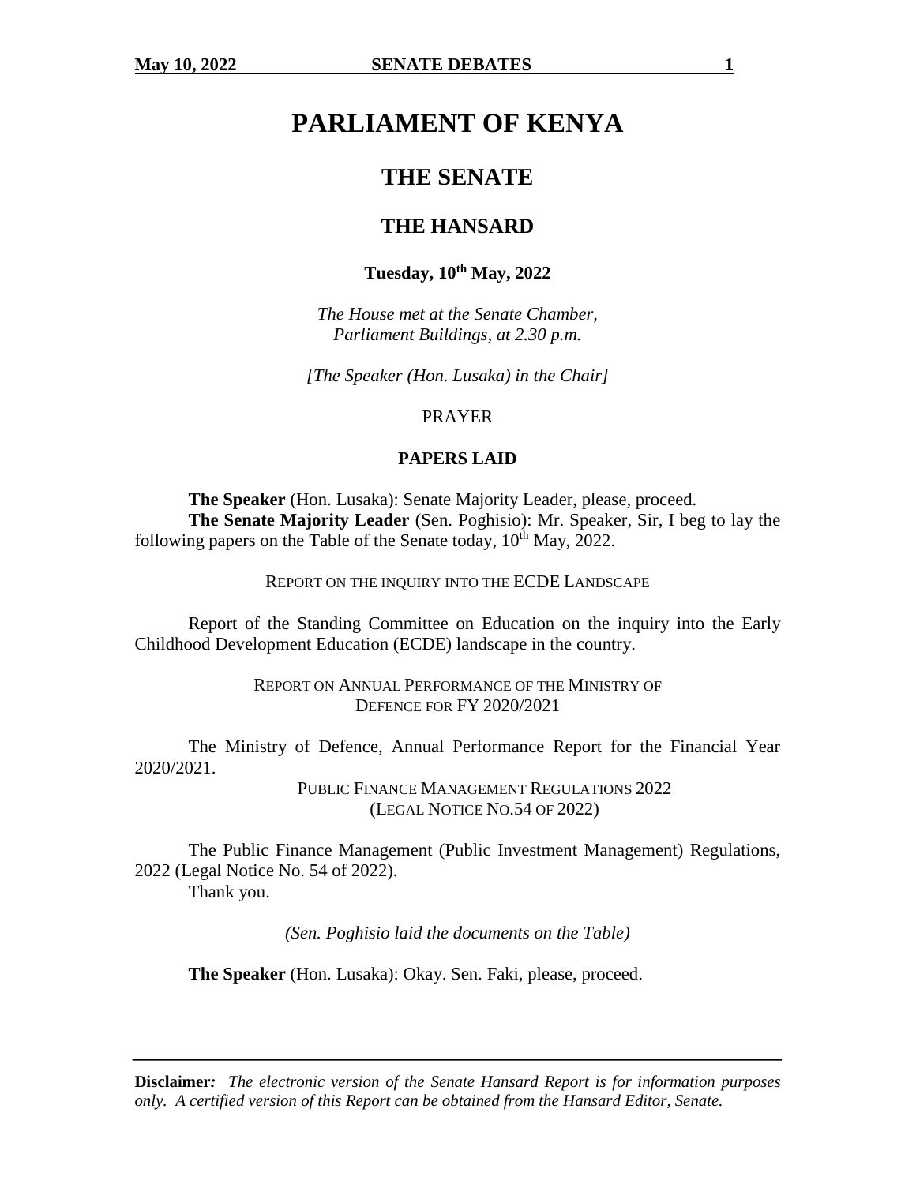# PARLIAMENT OF KENYA

## THE SENATE

## THE HANSARD

**Tuesday, 10th May, 2022**

*The House met at the Senate Chamber, Parliament Buildings, at 2.30 p.m.*

*[The Speaker (Hon. Lusaka) in the Chair]*

PRAYER

**PAPERS LAID**

**The Speaker** (Hon. Lusaka): Senate Majority Leader, please, proceed.

**The Senate Majority Leader** (Sen. Poghisio): Mr. Speaker, Sir, I beg to lay the following papers on the Table of the Senate today, 10th May, 2022.

REPORT ON THE INQUIRY INTO THE ECDE LANDSCAPE

Report of the Standing Committee on Education on the inquiry into the Early Childhood Development Education (ECDE) landscape in the country.

REPORT ON ANNUAL PERFORMANCE OF THE MINISTRY OF DEFENCE FOR FY 2020/2021

The Ministry of Defence, Annual Performance Report for the Financial Year 2020/2021.

PUBLIC FINANCE MANAGEMENT REGULATIONS 2022 (LEGAL NOTICE NO.54 OF 2022)

The Public Finance Management (Public Investment Management) Regulations, 2022 (Legal Notice No. 54 of 2022).

Thank you.

*(Sen. Poghisio laid the documents on the Table)*

**The Speaker** (Hon. Lusaka): Okay. Sen. Faki, please, proceed.

**Disclaimer:** *The electronic version of the Senate Hansard Report is for information purposes only. A certified version of this Report can be obtained from the Hansard Editor, Senate.*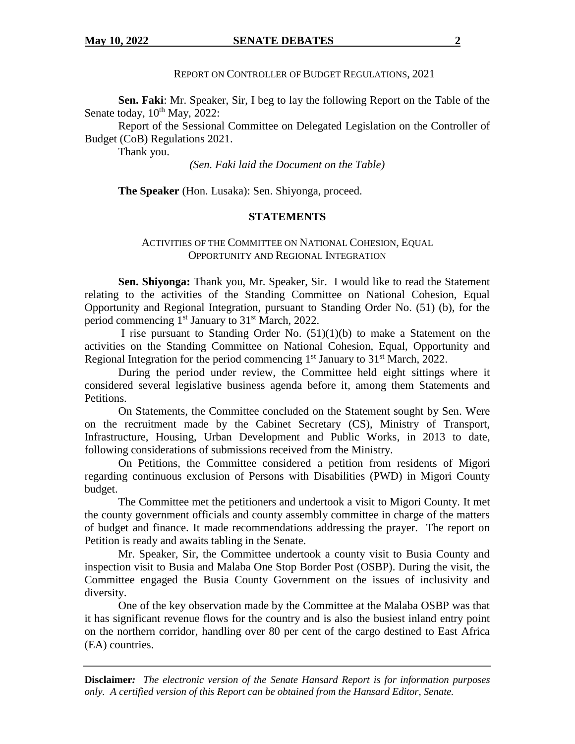REPORT ON CONTROLLER OF BUDGET REGULATIONS, 2021

**Sen. Faki**: Mr. Speaker, Sir, I beg to lay the following Report on the Table of the Senate today, 10th May, 2022:

Report of the Sessional Committee on Delegated Legislation on the Controller of Budget (CoB) Regulations 2021.

Thank you.

*(Sen. Faki laid the Document on the Table)*

**The Speaker** (Hon. Lusaka): Sen. Shiyonga, proceed.

## STATEMENTS

ACTIVITIES OF THE COMMITTEE ON NATIONAL COHESION, EQUAL OPPORTUNITY AND REGIONAL INTEGRATION

**Sen. Shiyonga:** Thank you, Mr. Speaker, Sir. I would like to read the Statement relating to the activities of the Standing Committee on National Cohesion, Equal Opportunity and Regional Integration, pursuant to Standing Order No. (51) (b), for the period commencing 1st January to 31st March, 2022.

I rise pursuant to Standing Order No. (51)(1)(b) to make a Statement on the activities on the Standing Committee on National Cohesion, Equal, Opportunity and Regional Integration for the period commencing 1st January to 31st March, 2022.

During the period under review, the Committee held eight sittings where it considered several legislative business agenda before it, among them Statements and Petitions.

On Statements, the Committee concluded on the Statement sought by Sen. Were on the recruitment made by the Cabinet Secretary (CS), Ministry of Transport, Infrastructure, Housing, Urban Development and Public Works, in 2013 to date, following considerations of submissions received from the Ministry.

On Petitions, the Committee considered a petition from residents of Migori regarding continuous exclusion of Persons with Disabilities (PWD) in Migori County budget.

The Committee met the petitioners and undertook a visit to Migori County. It met the county government officials and county assembly committee in charge of the matters of budget and finance. It made recommendations addressing the prayer. The report on Petition is ready and awaits tabling in the Senate.

Mr. Speaker, Sir, the Committee undertook a county visit to Busia County and inspection visit to Busia and Malaba One Stop Border Post (OSBP). During the visit, the Committee engaged the Busia County Government on the issues of inclusivity and diversity.

One of the key observation made by the Committee at the Malaba OSBP was that it has significant revenue flows for the country and is also the busiest inland entry point on the northern corridor, handling over 80 per cent of the cargo destined to East Africa (EA) countries.

**Disclaimer***: The electronic version of the Senate Hansard Report is for information purposes only. A certified version of this Report can be obtained from the Hansard Editor, Senate.*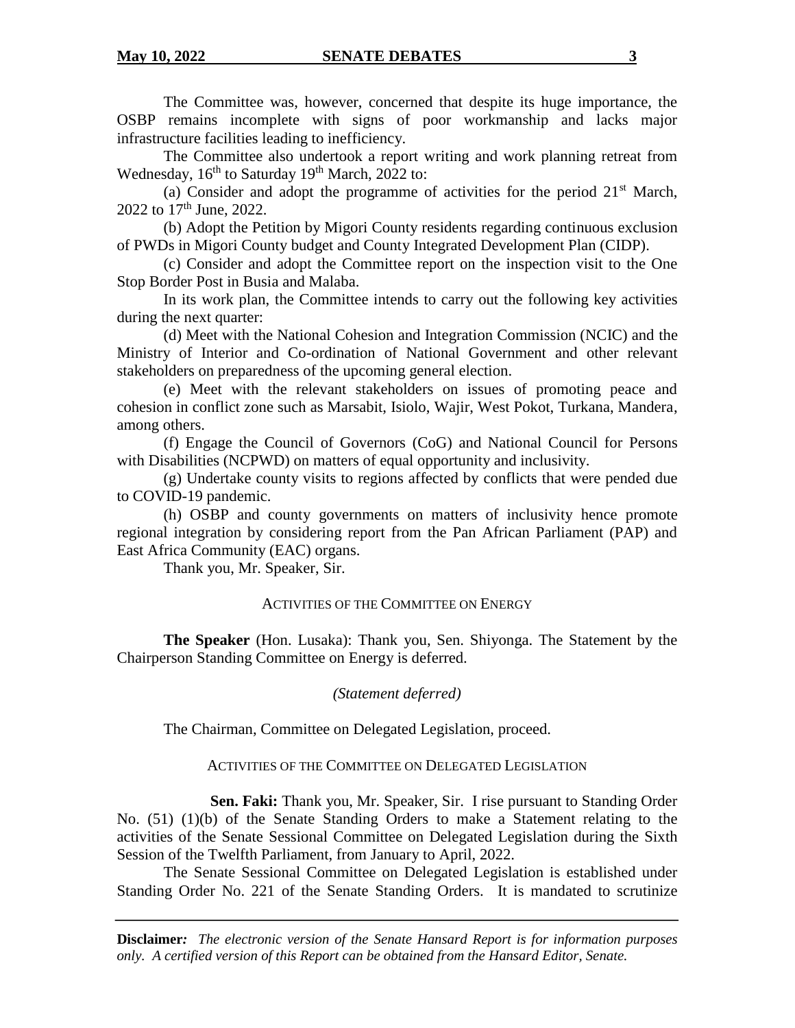The Committee was, however, concerned that despite its huge importance, the OSBP remains incomplete with signs of poor workmanship and lacks major infrastructure facilities leading to inefficiency.

The Committee also undertook a report writing and work planning retreat from Wednesday, 16th to Saturday 19th March, 2022 to:

(a) Consider and adopt the programme of activities for the period 21st March, 2022 to 17th June, 2022.

(b) Adopt the Petition by Migori County residents regarding continuous exclusion of PWDs in Migori County budget and County Integrated Development Plan (CIDP).

(c) Consider and adopt the Committee report on the inspection visit to the One Stop Border Post in Busia and Malaba.

In its work plan, the Committee intends to carry out the following key activities during the next quarter:

(d) Meet with the National Cohesion and Integration Commission (NCIC) and the Ministry of Interior and Co-ordination of National Government and other relevant stakeholders on preparedness of the upcoming general election.

(e) Meet with the relevant stakeholders on issues of promoting peace and cohesion in conflict zone such as Marsabit, Isiolo, Wajir, West Pokot, Turkana, Mandera, among others.

(f) Engage the Council of Governors (CoG) and National Council for Persons with Disabilities (NCPWD) on matters of equal opportunity and inclusivity.

(g) Undertake county visits to regions affected by conflicts that were pended due to COVID-19 pandemic.

(h) OSBP and county governments on matters of inclusivity hence promote regional integration by considering report from the Pan African Parliament (PAP) and East Africa Community (EAC) organs.

Thank you, Mr. Speaker, Sir.

### ACTIVITIES OF THE COMMITTEE ON ENERGY

**The Speaker** (Hon. Lusaka): Thank you, Sen. Shiyonga. The Statement by the Chairperson Standing Committee on Energy is deferred.

*(Statement deferred)*

The Chairman, Committee on Delegated Legislation, proceed.

### ACTIVITIES OF THE COMMITTEE ON DELEGATED LEGISLATION

**Sen. Faki:** Thank you, Mr. Speaker, Sir. I rise pursuant to Standing Order No. (51) (1)(b) of the Senate Standing Orders to make a Statement relating to the activities of the Senate Sessional Committee on Delegated Legislation during the Sixth Session of the Twelfth Parliament, from January to April, 2022.

The Senate Sessional Committee on Delegated Legislation is established under Standing Order No. 221 of the Senate Standing Orders. It is mandated to scrutinize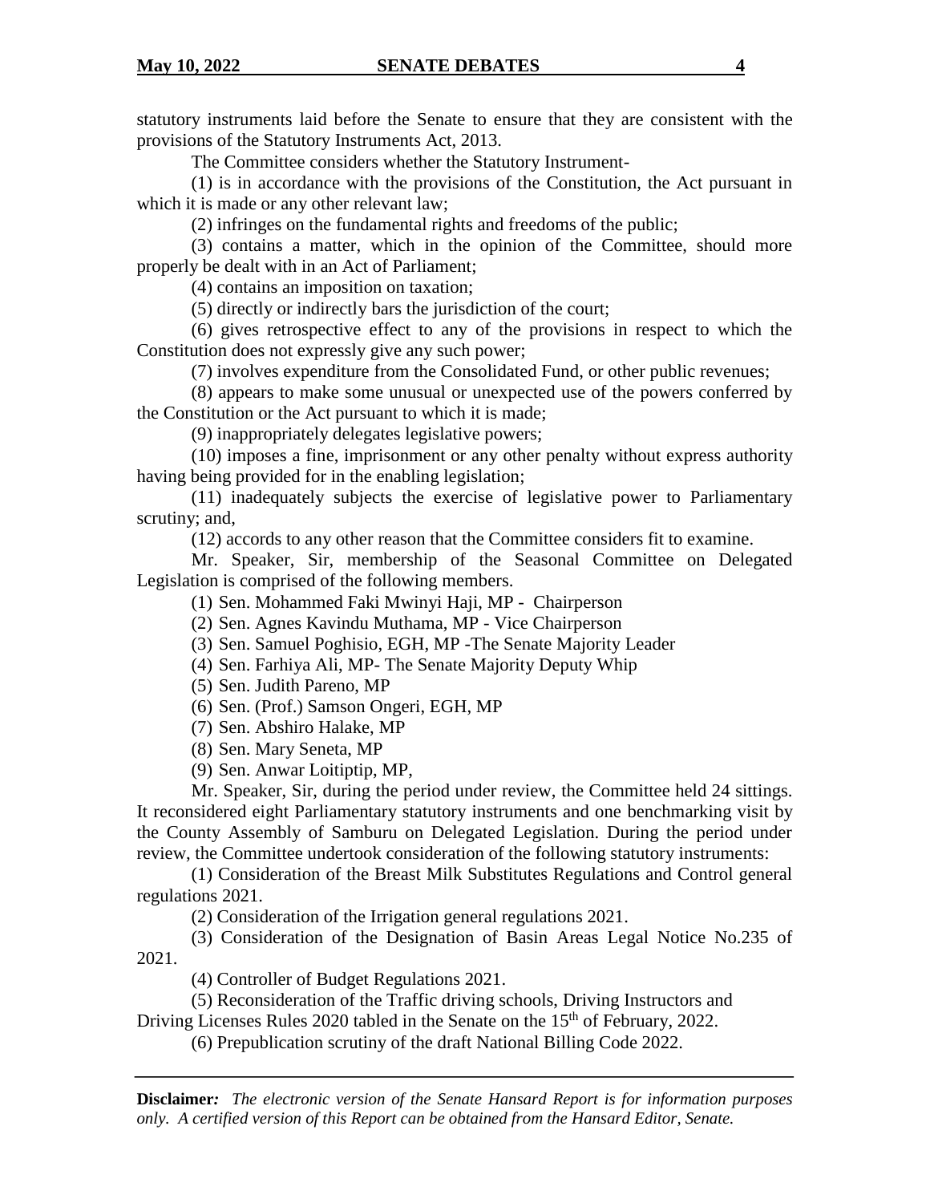statutory instruments laid before the Senate to ensure that they are consistent with the provisions of the Statutory Instruments Act, 2013.

The Committee considers whether the Statutory Instrument-

(1) is in accordance with the provisions of the Constitution, the Act pursuant in which it is made or any other relevant law;

(2) infringes on the fundamental rights and freedoms of the public;

(3) contains a matter, which in the opinion of the Committee, should more properly be dealt with in an Act of Parliament;

(4) contains an imposition on taxation;

(5) directly or indirectly bars the jurisdiction of the court;

(6) gives retrospective effect to any of the provisions in respect to which the Constitution does not expressly give any such power;

(7) involves expenditure from the Consolidated Fund, or other public revenues;

(8) appears to make some unusual or unexpected use of the powers conferred by the Constitution or the Act pursuant to which it is made;

(9) inappropriately delegates legislative powers;

(10) imposes a fine, imprisonment or any other penalty without express authority having being provided for in the enabling legislation;

(11) inadequately subjects the exercise of legislative power to Parliamentary scrutiny; and,

(12) accords to any other reason that the Committee considers fit to examine.

Mr. Speaker, Sir, membership of the Seasonal Committee on Delegated Legislation is comprised of the following members.

(1) Sen. Mohammed Faki Mwinyi Haji, MP - Chairperson
(2) Sen. Agnes Kavindu Muthama, MP - Vice Chairperson
(3) Sen. Samuel Poghisio, EGH, MP -The Senate Majority Leader
(4) Sen. Farhiya Ali, MP- The Senate Majority Deputy Whip
(5) Sen. Judith Pareno, MP
(6) Sen. (Prof.) Samson Ongeri, EGH, MP
(7) Sen. Abshiro Halake, MP
(8) Sen. Mary Seneta, MP
(9) Sen. Anwar Loitiptip, MP,

Mr. Speaker, Sir, during the period under review, the Committee held 24 sittings. It reconsidered eight Parliamentary statutory instruments and one benchmarking visit by the County Assembly of Samburu on Delegated Legislation. During the period under review, the Committee undertook consideration of the following statutory instruments:

(1) Consideration of the Breast Milk Substitutes Regulations and Control general regulations 2021.

(2) Consideration of the Irrigation general regulations 2021.

(3) Consideration of the Designation of Basin Areas Legal Notice No.235 of 2021.

(4) Controller of Budget Regulations 2021.

(5) Reconsideration of the Traffic driving schools, Driving Instructors and Driving Licenses Rules 2020 tabled in the Senate on the 15th of February, 2022.

(6) Prepublication scrutiny of the draft National Billing Code 2022.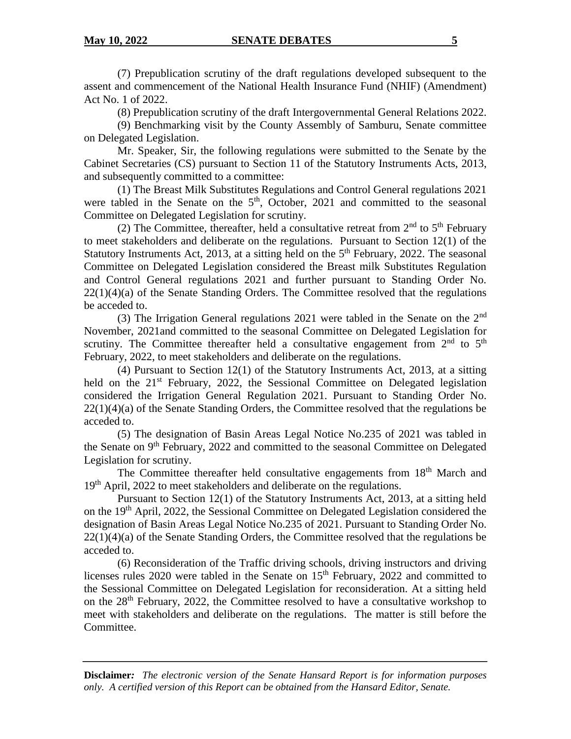(7) Prepublication scrutiny of the draft regulations developed subsequent to the assent and commencement of the National Health Insurance Fund (NHIF) (Amendment) Act No. 1 of 2022.

(8) Prepublication scrutiny of the draft Intergovernmental General Relations 2022.

(9) Benchmarking visit by the County Assembly of Samburu, Senate committee on Delegated Legislation.

Mr. Speaker, Sir, the following regulations were submitted to the Senate by the Cabinet Secretaries (CS) pursuant to Section 11 of the Statutory Instruments Acts, 2013, and subsequently committed to a committee:

(1) The Breast Milk Substitutes Regulations and Control General regulations 2021 were tabled in the Senate on the 5th, October, 2021 and committed to the seasonal Committee on Delegated Legislation for scrutiny.

(2) The Committee, thereafter, held a consultative retreat from 2nd to 5th February to meet stakeholders and deliberate on the regulations. Pursuant to Section 12(1) of the Statutory Instruments Act, 2013, at a sitting held on the 5th February, 2022. The seasonal Committee on Delegated Legislation considered the Breast milk Substitutes Regulation and Control General regulations 2021 and further pursuant to Standing Order No. 22(1)(4)(a) of the Senate Standing Orders. The Committee resolved that the regulations be acceded to.

(3) The Irrigation General regulations 2021 were tabled in the Senate on the 2nd November, 2021and committed to the seasonal Committee on Delegated Legislation for scrutiny. The Committee thereafter held a consultative engagement from 2nd to 5th February, 2022, to meet stakeholders and deliberate on the regulations.

(4) Pursuant to Section 12(1) of the Statutory Instruments Act, 2013, at a sitting held on the 21st February, 2022, the Sessional Committee on Delegated legislation considered the Irrigation General Regulation 2021. Pursuant to Standing Order No. 22(1)(4)(a) of the Senate Standing Orders, the Committee resolved that the regulations be acceded to.

(5) The designation of Basin Areas Legal Notice No.235 of 2021 was tabled in the Senate on 9th February, 2022 and committed to the seasonal Committee on Delegated Legislation for scrutiny.

The Committee thereafter held consultative engagements from 18th March and 19th April, 2022 to meet stakeholders and deliberate on the regulations.

Pursuant to Section 12(1) of the Statutory Instruments Act, 2013, at a sitting held on the 19th April, 2022, the Sessional Committee on Delegated Legislation considered the designation of Basin Areas Legal Notice No.235 of 2021. Pursuant to Standing Order No. 22(1)(4)(a) of the Senate Standing Orders, the Committee resolved that the regulations be acceded to.

(6) Reconsideration of the Traffic driving schools, driving instructors and driving licenses rules 2020 were tabled in the Senate on 15th February, 2022 and committed to the Sessional Committee on Delegated Legislation for reconsideration. At a sitting held on the 28th February, 2022, the Committee resolved to have a consultative workshop to meet with stakeholders and deliberate on the regulations. The matter is still before the Committee.

**Disclaimer:** *The electronic version of the Senate Hansard Report is for information purposes only. A certified version of this Report can be obtained from the Hansard Editor, Senate.*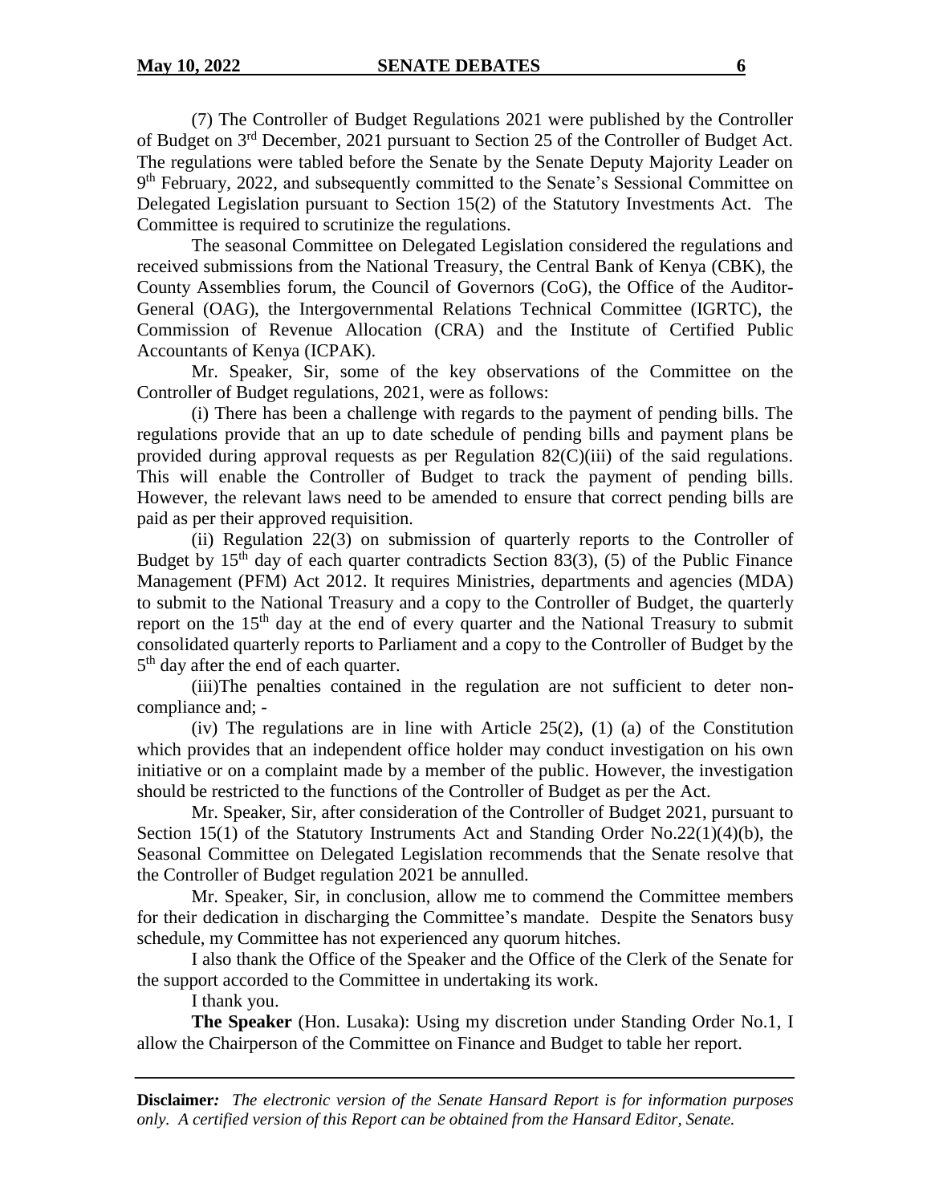(7) The Controller of Budget Regulations 2021 were published by the Controller of Budget on 3rd December, 2021 pursuant to Section 25 of the Controller of Budget Act. The regulations were tabled before the Senate by the Senate Deputy Majority Leader on 9th February, 2022, and subsequently committed to the Senate's Sessional Committee on Delegated Legislation pursuant to Section 15(2) of the Statutory Investments Act. The Committee is required to scrutinize the regulations.

The seasonal Committee on Delegated Legislation considered the regulations and received submissions from the National Treasury, the Central Bank of Kenya (CBK), the County Assemblies forum, the Council of Governors (CoG), the Office of the Auditor-General (OAG), the Intergovernmental Relations Technical Committee (IGRTC), the Commission of Revenue Allocation (CRA) and the Institute of Certified Public Accountants of Kenya (ICPAK).

Mr. Speaker, Sir, some of the key observations of the Committee on the Controller of Budget regulations, 2021, were as follows:

(i) There has been a challenge with regards to the payment of pending bills. The regulations provide that an up to date schedule of pending bills and payment plans be provided during approval requests as per Regulation 82(C)(iii) of the said regulations. This will enable the Controller of Budget to track the payment of pending bills. However, the relevant laws need to be amended to ensure that correct pending bills are paid as per their approved requisition.

(ii) Regulation 22(3) on submission of quarterly reports to the Controller of Budget by 15th day of each quarter contradicts Section 83(3), (5) of the Public Finance Management (PFM) Act 2012. It requires Ministries, departments and agencies (MDA) to submit to the National Treasury and a copy to the Controller of Budget, the quarterly report on the 15th day at the end of every quarter and the National Treasury to submit consolidated quarterly reports to Parliament and a copy to the Controller of Budget by the 5th day after the end of each quarter.

(iii)The penalties contained in the regulation are not sufficient to deter non-compliance and; -

(iv) The regulations are in line with Article 25(2), (1) (a) of the Constitution which provides that an independent office holder may conduct investigation on his own initiative or on a complaint made by a member of the public. However, the investigation should be restricted to the functions of the Controller of Budget as per the Act.

Mr. Speaker, Sir, after consideration of the Controller of Budget 2021, pursuant to Section 15(1) of the Statutory Instruments Act and Standing Order No.22(1)(4)(b), the Seasonal Committee on Delegated Legislation recommends that the Senate resolve that the Controller of Budget regulation 2021 be annulled.

Mr. Speaker, Sir, in conclusion, allow me to commend the Committee members for their dedication in discharging the Committee's mandate. Despite the Senators busy schedule, my Committee has not experienced any quorum hitches.

I also thank the Office of the Speaker and the Office of the Clerk of the Senate for the support accorded to the Committee in undertaking its work.

I thank you.

**The Speaker** (Hon. Lusaka): Using my discretion under Standing Order No.1, I allow the Chairperson of the Committee on Finance and Budget to table her report.

**Disclaimer***:* *The electronic version of the Senate Hansard Report is for information purposes only. A certified version of this Report can be obtained from the Hansard Editor, Senate.*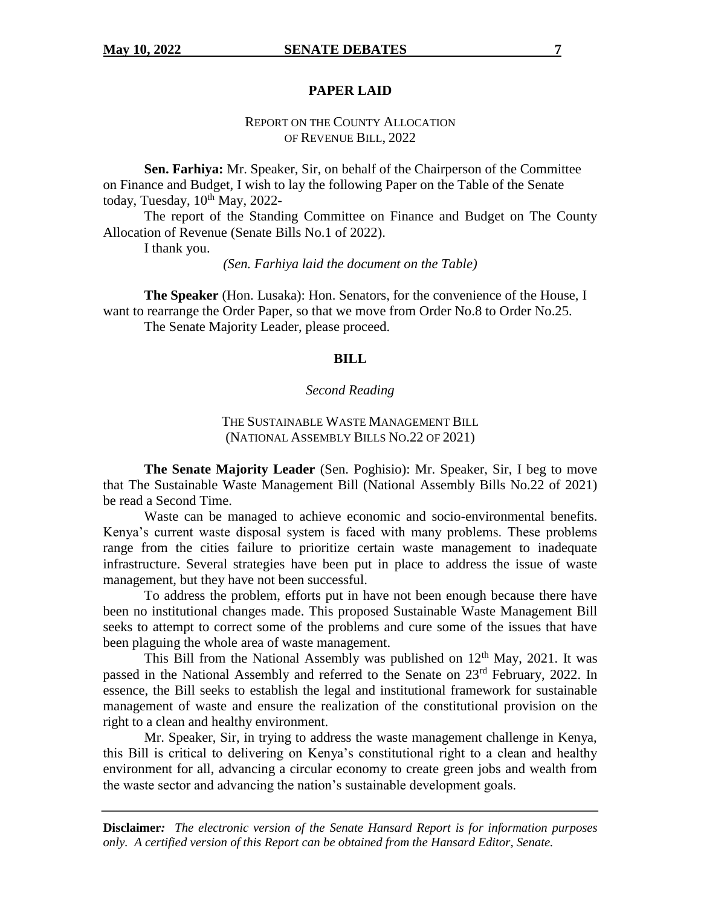## PAPER LAID

REPORT ON THE COUNTY ALLOCATION OF REVENUE BILL, 2022

**Sen. Farhiya:** Mr. Speaker, Sir, on behalf of the Chairperson of the Committee on Finance and Budget, I wish to lay the following Paper on the Table of the Senate today, Tuesday, 10th May, 2022-

The report of the Standing Committee on Finance and Budget on The County Allocation of Revenue (Senate Bills No.1 of 2022).

I thank you.

*(Sen. Farhiya laid the document on the Table)*

**The Speaker** (Hon. Lusaka): Hon. Senators, for the convenience of the House, I want to rearrange the Order Paper, so that we move from Order No.8 to Order No.25.

The Senate Majority Leader, please proceed.

## BILL

*Second Reading*

THE SUSTAINABLE WASTE MANAGEMENT BILL (NATIONAL ASSEMBLY BILLS NO.22 OF 2021)

**The Senate Majority Leader** (Sen. Poghisio): Mr. Speaker, Sir, I beg to move that The Sustainable Waste Management Bill (National Assembly Bills No.22 of 2021) be read a Second Time.

Waste can be managed to achieve economic and socio-environmental benefits. Kenya's current waste disposal system is faced with many problems. These problems range from the cities failure to prioritize certain waste management to inadequate infrastructure. Several strategies have been put in place to address the issue of waste management, but they have not been successful.

To address the problem, efforts put in have not been enough because there have been no institutional changes made. This proposed Sustainable Waste Management Bill seeks to attempt to correct some of the problems and cure some of the issues that have been plaguing the whole area of waste management.

This Bill from the National Assembly was published on 12th May, 2021. It was passed in the National Assembly and referred to the Senate on 23rd February, 2022. In essence, the Bill seeks to establish the legal and institutional framework for sustainable management of waste and ensure the realization of the constitutional provision on the right to a clean and healthy environment.

Mr. Speaker, Sir, in trying to address the waste management challenge in Kenya, this Bill is critical to delivering on Kenya's constitutional right to a clean and healthy environment for all, advancing a circular economy to create green jobs and wealth from the waste sector and advancing the nation's sustainable development goals.

**Disclaimer:** *The electronic version of the Senate Hansard Report is for information purposes only. A certified version of this Report can be obtained from the Hansard Editor, Senate.*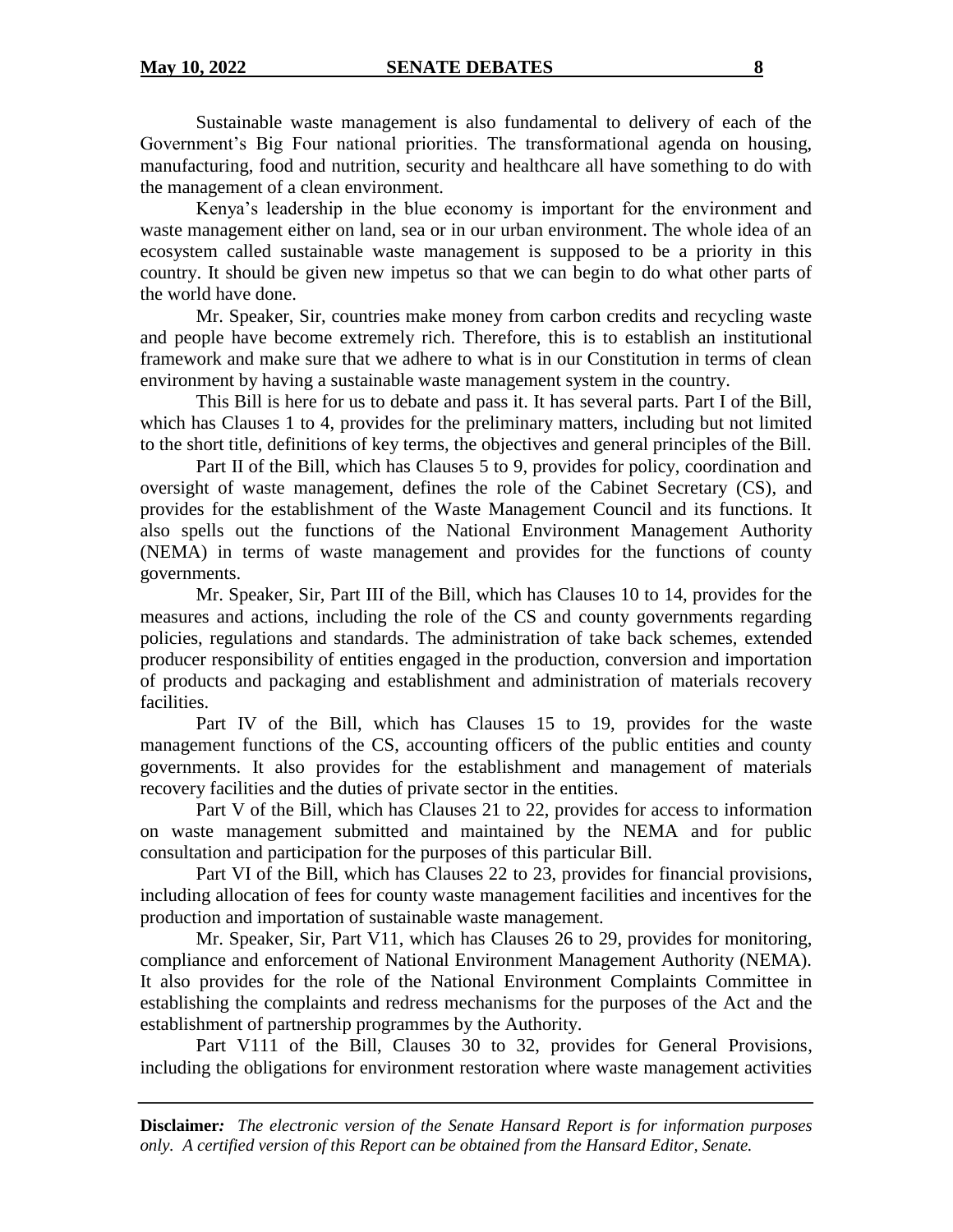Sustainable waste management is also fundamental to delivery of each of the Government's Big Four national priorities. The transformational agenda on housing, manufacturing, food and nutrition, security and healthcare all have something to do with the management of a clean environment.

Kenya's leadership in the blue economy is important for the environment and waste management either on land, sea or in our urban environment. The whole idea of an ecosystem called sustainable waste management is supposed to be a priority in this country. It should be given new impetus so that we can begin to do what other parts of the world have done.

Mr. Speaker, Sir, countries make money from carbon credits and recycling waste and people have become extremely rich. Therefore, this is to establish an institutional framework and make sure that we adhere to what is in our Constitution in terms of clean environment by having a sustainable waste management system in the country.

This Bill is here for us to debate and pass it. It has several parts. Part I of the Bill, which has Clauses 1 to 4, provides for the preliminary matters, including but not limited to the short title, definitions of key terms, the objectives and general principles of the Bill.

Part II of the Bill, which has Clauses 5 to 9, provides for policy, coordination and oversight of waste management, defines the role of the Cabinet Secretary (CS), and provides for the establishment of the Waste Management Council and its functions. It also spells out the functions of the National Environment Management Authority (NEMA) in terms of waste management and provides for the functions of county governments.

Mr. Speaker, Sir, Part III of the Bill, which has Clauses 10 to 14, provides for the measures and actions, including the role of the CS and county governments regarding policies, regulations and standards. The administration of take back schemes, extended producer responsibility of entities engaged in the production, conversion and importation of products and packaging and establishment and administration of materials recovery facilities.

Part IV of the Bill, which has Clauses 15 to 19, provides for the waste management functions of the CS, accounting officers of the public entities and county governments. It also provides for the establishment and management of materials recovery facilities and the duties of private sector in the entities.

Part V of the Bill, which has Clauses 21 to 22, provides for access to information on waste management submitted and maintained by the NEMA and for public consultation and participation for the purposes of this particular Bill.

Part VI of the Bill, which has Clauses 22 to 23, provides for financial provisions, including allocation of fees for county waste management facilities and incentives for the production and importation of sustainable waste management.

Mr. Speaker, Sir, Part V11, which has Clauses 26 to 29, provides for monitoring, compliance and enforcement of National Environment Management Authority (NEMA). It also provides for the role of the National Environment Complaints Committee in establishing the complaints and redress mechanisms for the purposes of the Act and the establishment of partnership programmes by the Authority.

Part V111 of the Bill, Clauses 30 to 32, provides for General Provisions, including the obligations for environment restoration where waste management activities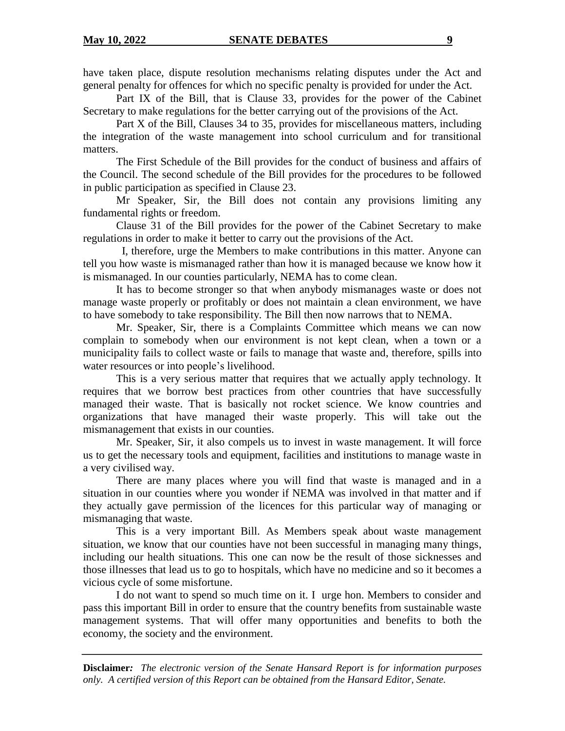have taken place, dispute resolution mechanisms relating disputes under the Act and general penalty for offences for which no specific penalty is provided for under the Act.

Part IX of the Bill, that is Clause 33, provides for the power of the Cabinet Secretary to make regulations for the better carrying out of the provisions of the Act.

Part X of the Bill, Clauses 34 to 35, provides for miscellaneous matters, including the integration of the waste management into school curriculum and for transitional matters.

The First Schedule of the Bill provides for the conduct of business and affairs of the Council. The second schedule of the Bill provides for the procedures to be followed in public participation as specified in Clause 23.

Mr Speaker, Sir, the Bill does not contain any provisions limiting any fundamental rights or freedom.

Clause 31 of the Bill provides for the power of the Cabinet Secretary to make regulations in order to make it better to carry out the provisions of the Act.

I, therefore, urge the Members to make contributions in this matter. Anyone can tell you how waste is mismanaged rather than how it is managed because we know how it is mismanaged. In our counties particularly, NEMA has to come clean.

It has to become stronger so that when anybody mismanages waste or does not manage waste properly or profitably or does not maintain a clean environment, we have to have somebody to take responsibility. The Bill then now narrows that to NEMA.

Mr. Speaker, Sir, there is a Complaints Committee which means we can now complain to somebody when our environment is not kept clean, when a town or a municipality fails to collect waste or fails to manage that waste and, therefore, spills into water resources or into people's livelihood.

This is a very serious matter that requires that we actually apply technology. It requires that we borrow best practices from other countries that have successfully managed their waste. That is basically not rocket science. We know countries and organizations that have managed their waste properly. This will take out the mismanagement that exists in our counties.

Mr. Speaker, Sir, it also compels us to invest in waste management. It will force us to get the necessary tools and equipment, facilities and institutions to manage waste in a very civilised way.

There are many places where you will find that waste is managed and in a situation in our counties where you wonder if NEMA was involved in that matter and if they actually gave permission of the licences for this particular way of managing or mismanaging that waste.

This is a very important Bill. As Members speak about waste management situation, we know that our counties have not been successful in managing many things, including our health situations. This one can now be the result of those sicknesses and those illnesses that lead us to go to hospitals, which have no medicine and so it becomes a vicious cycle of some misfortune.

I do not want to spend so much time on it. I urge hon. Members to consider and pass this important Bill in order to ensure that the country benefits from sustainable waste management systems. That will offer many opportunities and benefits to both the economy, the society and the environment.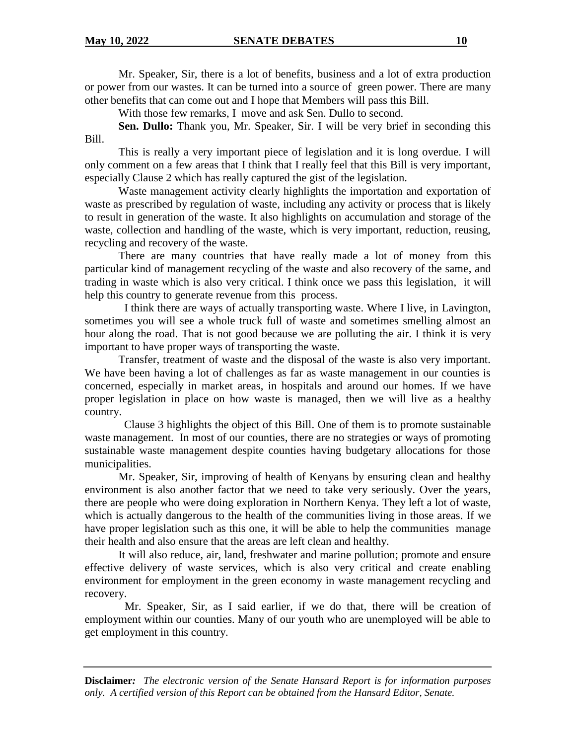Mr. Speaker, Sir, there is a lot of benefits, business and a lot of extra production or power from our wastes. It can be turned into a source of green power. There are many other benefits that can come out and I hope that Members will pass this Bill.

With those few remarks, I move and ask Sen. Dullo to second.

**Sen. Dullo:** Thank you, Mr. Speaker, Sir. I will be very brief in seconding this Bill.

This is really a very important piece of legislation and it is long overdue. I will only comment on a few areas that I think that I really feel that this Bill is very important, especially Clause 2 which has really captured the gist of the legislation.

Waste management activity clearly highlights the importation and exportation of waste as prescribed by regulation of waste, including any activity or process that is likely to result in generation of the waste. It also highlights on accumulation and storage of the waste, collection and handling of the waste, which is very important, reduction, reusing, recycling and recovery of the waste.

There are many countries that have really made a lot of money from this particular kind of management recycling of the waste and also recovery of the same, and trading in waste which is also very critical. I think once we pass this legislation, it will help this country to generate revenue from this process.

I think there are ways of actually transporting waste. Where I live, in Lavington, sometimes you will see a whole truck full of waste and sometimes smelling almost an hour along the road. That is not good because we are polluting the air. I think it is very important to have proper ways of transporting the waste.

Transfer, treatment of waste and the disposal of the waste is also very important. We have been having a lot of challenges as far as waste management in our counties is concerned, especially in market areas, in hospitals and around our homes. If we have proper legislation in place on how waste is managed, then we will live as a healthy country.

Clause 3 highlights the object of this Bill. One of them is to promote sustainable waste management. In most of our counties, there are no strategies or ways of promoting sustainable waste management despite counties having budgetary allocations for those municipalities.

Mr. Speaker, Sir, improving of health of Kenyans by ensuring clean and healthy environment is also another factor that we need to take very seriously. Over the years, there are people who were doing exploration in Northern Kenya. They left a lot of waste, which is actually dangerous to the health of the communities living in those areas. If we have proper legislation such as this one, it will be able to help the communities manage their health and also ensure that the areas are left clean and healthy.

It will also reduce, air, land, freshwater and marine pollution; promote and ensure effective delivery of waste services, which is also very critical and create enabling environment for employment in the green economy in waste management recycling and recovery.

Mr. Speaker, Sir, as I said earlier, if we do that, there will be creation of employment within our counties. Many of our youth who are unemployed will be able to get employment in this country.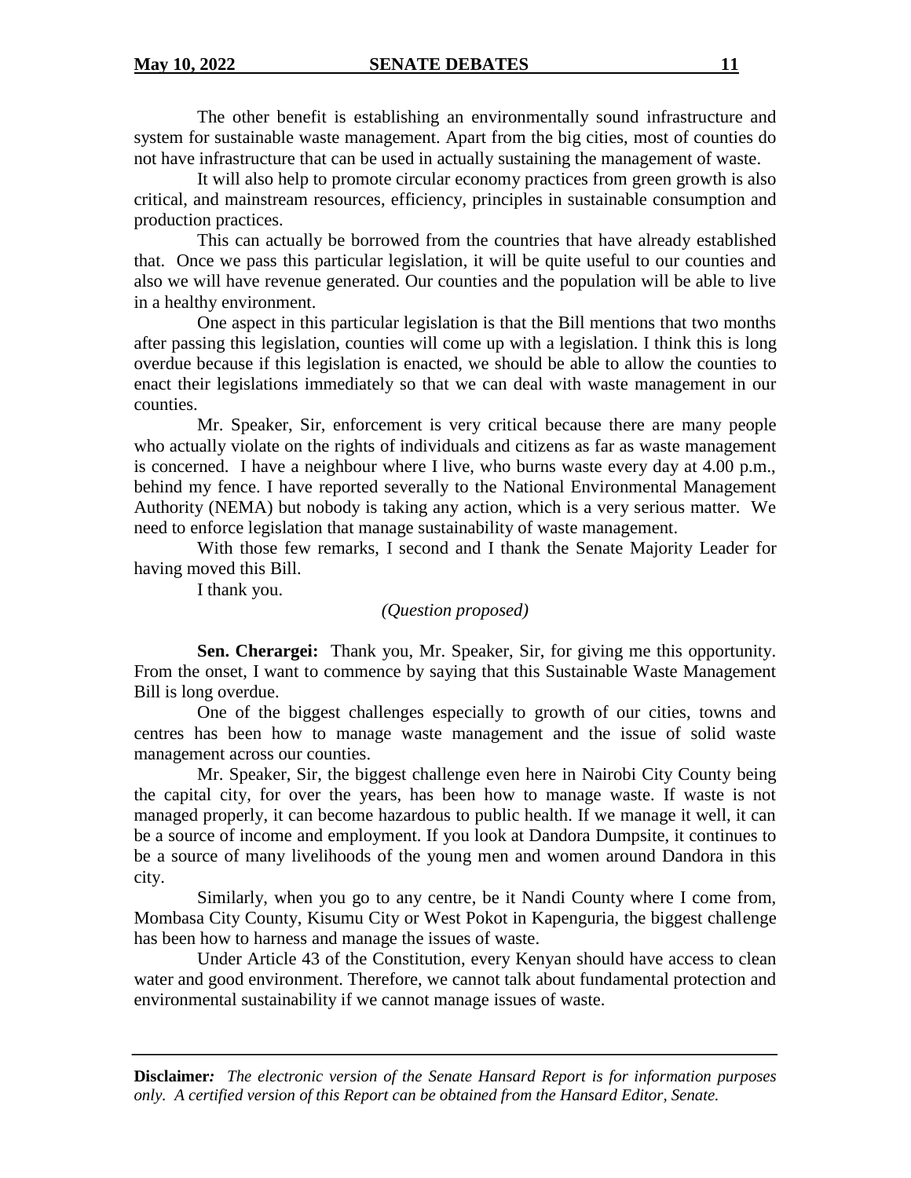The other benefit is establishing an environmentally sound infrastructure and system for sustainable waste management. Apart from the big cities, most of counties do not have infrastructure that can be used in actually sustaining the management of waste.

It will also help to promote circular economy practices from green growth is also critical, and mainstream resources, efficiency, principles in sustainable consumption and production practices.

This can actually be borrowed from the countries that have already established that. Once we pass this particular legislation, it will be quite useful to our counties and also we will have revenue generated. Our counties and the population will be able to live in a healthy environment.

One aspect in this particular legislation is that the Bill mentions that two months after passing this legislation, counties will come up with a legislation. I think this is long overdue because if this legislation is enacted, we should be able to allow the counties to enact their legislations immediately so that we can deal with waste management in our counties.

Mr. Speaker, Sir, enforcement is very critical because there are many people who actually violate on the rights of individuals and citizens as far as waste management is concerned. I have a neighbour where I live, who burns waste every day at 4.00 p.m., behind my fence. I have reported severally to the National Environmental Management Authority (NEMA) but nobody is taking any action, which is a very serious matter. We need to enforce legislation that manage sustainability of waste management.

With those few remarks, I second and I thank the Senate Majority Leader for having moved this Bill.

I thank you.

*(Question proposed)*

**Sen. Cherargei:** Thank you, Mr. Speaker, Sir, for giving me this opportunity. From the onset, I want to commence by saying that this Sustainable Waste Management Bill is long overdue.

One of the biggest challenges especially to growth of our cities, towns and centres has been how to manage waste management and the issue of solid waste management across our counties.

Mr. Speaker, Sir, the biggest challenge even here in Nairobi City County being the capital city, for over the years, has been how to manage waste. If waste is not managed properly, it can become hazardous to public health. If we manage it well, it can be a source of income and employment. If you look at Dandora Dumpsite, it continues to be a source of many livelihoods of the young men and women around Dandora in this city.

Similarly, when you go to any centre, be it Nandi County where I come from, Mombasa City County, Kisumu City or West Pokot in Kapenguria, the biggest challenge has been how to harness and manage the issues of waste.

Under Article 43 of the Constitution, every Kenyan should have access to clean water and good environment. Therefore, we cannot talk about fundamental protection and environmental sustainability if we cannot manage issues of waste.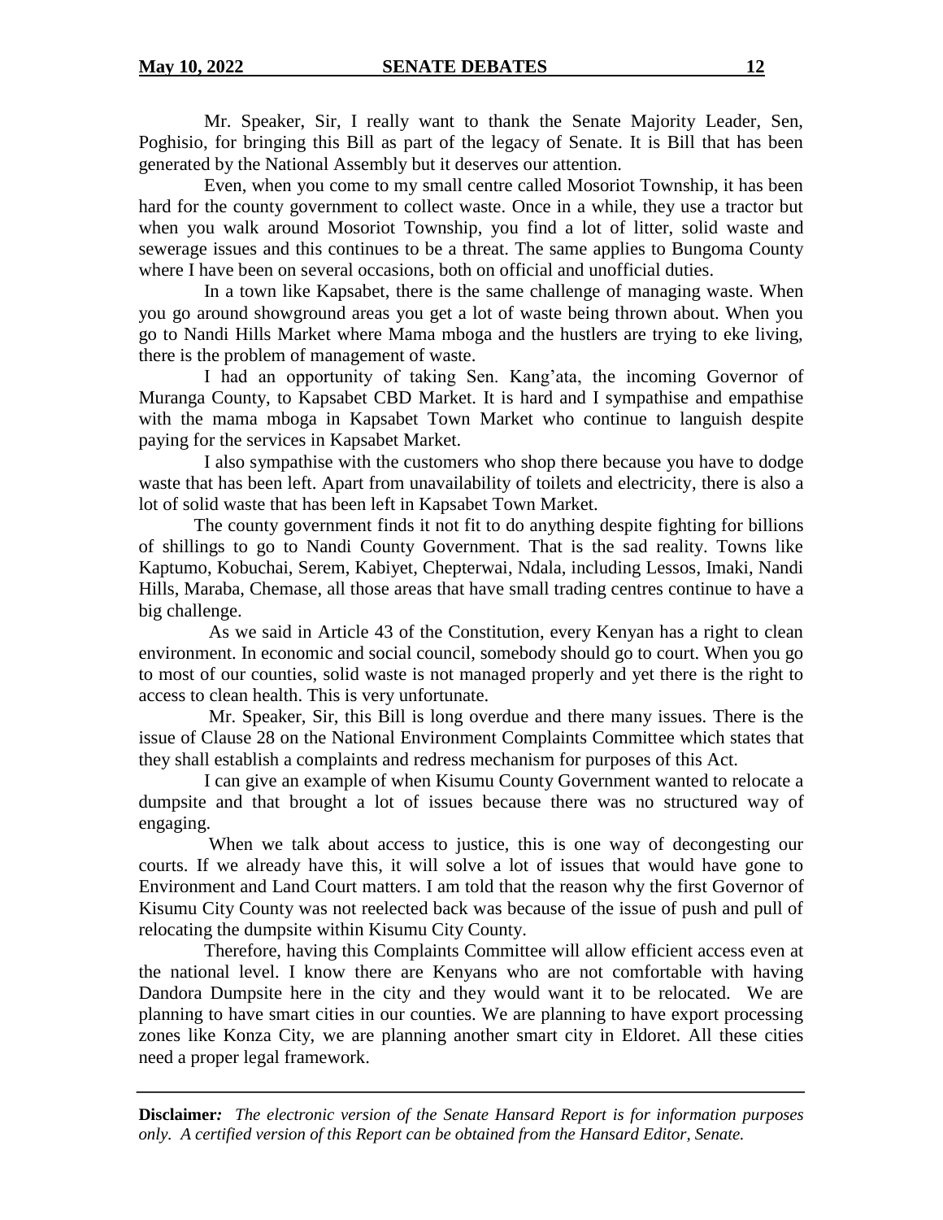Mr. Speaker, Sir, I really want to thank the Senate Majority Leader, Sen, Poghisio, for bringing this Bill as part of the legacy of Senate. It is Bill that has been generated by the National Assembly but it deserves our attention.

Even, when you come to my small centre called Mosoriot Township, it has been hard for the county government to collect waste. Once in a while, they use a tractor but when you walk around Mosoriot Township, you find a lot of litter, solid waste and sewerage issues and this continues to be a threat. The same applies to Bungoma County where I have been on several occasions, both on official and unofficial duties.

In a town like Kapsabet, there is the same challenge of managing waste. When you go around showground areas you get a lot of waste being thrown about. When you go to Nandi Hills Market where Mama mboga and the hustlers are trying to eke living, there is the problem of management of waste.

I had an opportunity of taking Sen. Kang'ata, the incoming Governor of Muranga County, to Kapsabet CBD Market. It is hard and I sympathise and empathise with the mama mboga in Kapsabet Town Market who continue to languish despite paying for the services in Kapsabet Market.

I also sympathise with the customers who shop there because you have to dodge waste that has been left. Apart from unavailability of toilets and electricity, there is also a lot of solid waste that has been left in Kapsabet Town Market.

The county government finds it not fit to do anything despite fighting for billions of shillings to go to Nandi County Government. That is the sad reality. Towns like Kaptumo, Kobuchai, Serem, Kabiyet, Chepterwai, Ndala, including Lessos, Imaki, Nandi Hills, Maraba, Chemase, all those areas that have small trading centres continue to have a big challenge.

As we said in Article 43 of the Constitution, every Kenyan has a right to clean environment. In economic and social council, somebody should go to court. When you go to most of our counties, solid waste is not managed properly and yet there is the right to access to clean health. This is very unfortunate.

Mr. Speaker, Sir, this Bill is long overdue and there many issues. There is the issue of Clause 28 on the National Environment Complaints Committee which states that they shall establish a complaints and redress mechanism for purposes of this Act.

I can give an example of when Kisumu County Government wanted to relocate a dumpsite and that brought a lot of issues because there was no structured way of engaging.

When we talk about access to justice, this is one way of decongesting our courts. If we already have this, it will solve a lot of issues that would have gone to Environment and Land Court matters. I am told that the reason why the first Governor of Kisumu City County was not reelected back was because of the issue of push and pull of relocating the dumpsite within Kisumu City County.

Therefore, having this Complaints Committee will allow efficient access even at the national level. I know there are Kenyans who are not comfortable with having Dandora Dumpsite here in the city and they would want it to be relocated. We are planning to have smart cities in our counties. We are planning to have export processing zones like Konza City, we are planning another smart city in Eldoret. All these cities need a proper legal framework.

**Disclaimer:** *The electronic version of the Senate Hansard Report is for information purposes only. A certified version of this Report can be obtained from the Hansard Editor, Senate.*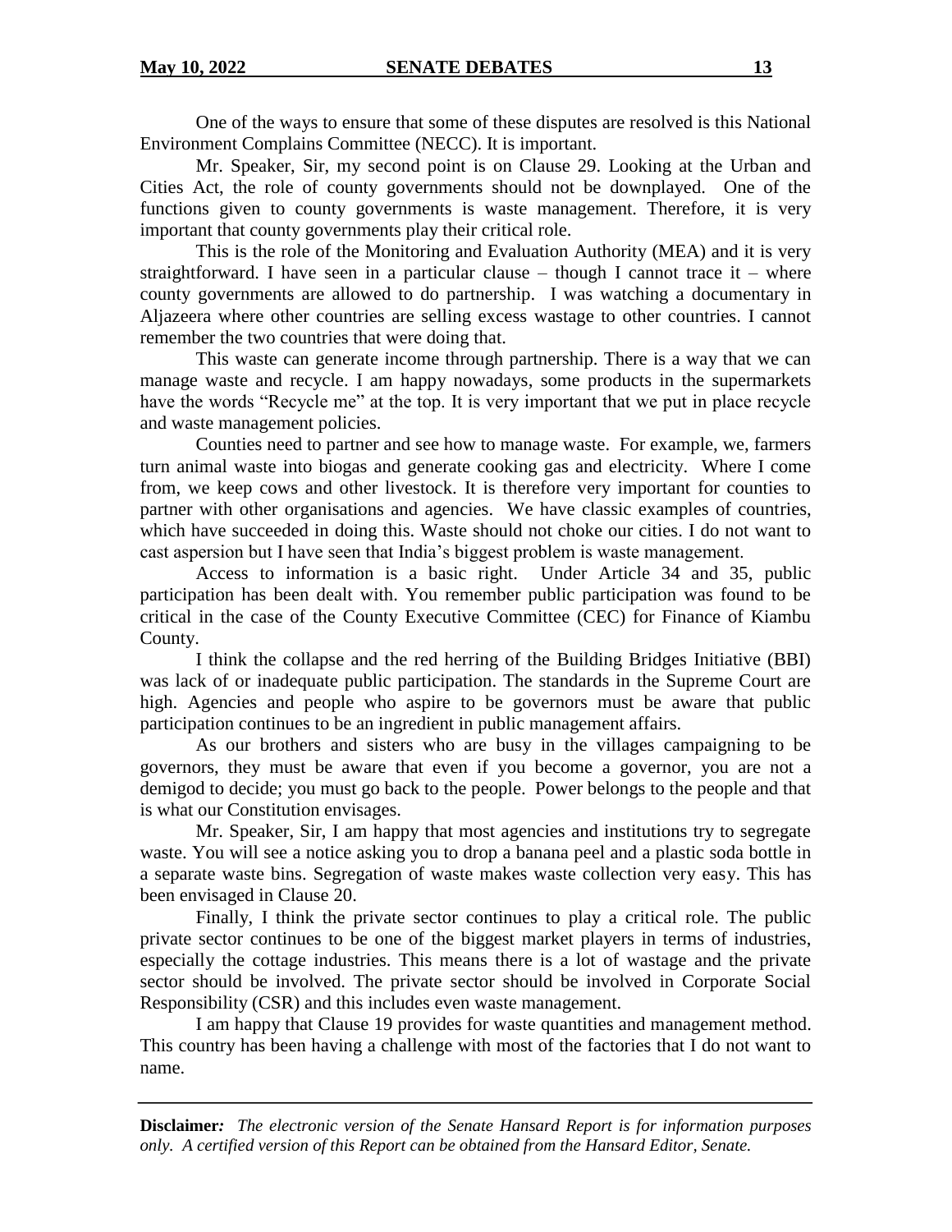One of the ways to ensure that some of these disputes are resolved is this National Environment Complains Committee (NECC). It is important.

Mr. Speaker, Sir, my second point is on Clause 29. Looking at the Urban and Cities Act, the role of county governments should not be downplayed. One of the functions given to county governments is waste management. Therefore, it is very important that county governments play their critical role.

This is the role of the Monitoring and Evaluation Authority (MEA) and it is very straightforward. I have seen in a particular clause – though I cannot trace it – where county governments are allowed to do partnership. I was watching a documentary in Aljazeera where other countries are selling excess wastage to other countries. I cannot remember the two countries that were doing that.

This waste can generate income through partnership. There is a way that we can manage waste and recycle. I am happy nowadays, some products in the supermarkets have the words "Recycle me" at the top. It is very important that we put in place recycle and waste management policies.

Counties need to partner and see how to manage waste. For example, we, farmers turn animal waste into biogas and generate cooking gas and electricity. Where I come from, we keep cows and other livestock. It is therefore very important for counties to partner with other organisations and agencies. We have classic examples of countries, which have succeeded in doing this. Waste should not choke our cities. I do not want to cast aspersion but I have seen that India's biggest problem is waste management.

Access to information is a basic right. Under Article 34 and 35, public participation has been dealt with. You remember public participation was found to be critical in the case of the County Executive Committee (CEC) for Finance of Kiambu County.

I think the collapse and the red herring of the Building Bridges Initiative (BBI) was lack of or inadequate public participation. The standards in the Supreme Court are high. Agencies and people who aspire to be governors must be aware that public participation continues to be an ingredient in public management affairs.

As our brothers and sisters who are busy in the villages campaigning to be governors, they must be aware that even if you become a governor, you are not a demigod to decide; you must go back to the people. Power belongs to the people and that is what our Constitution envisages.

Mr. Speaker, Sir, I am happy that most agencies and institutions try to segregate waste. You will see a notice asking you to drop a banana peel and a plastic soda bottle in a separate waste bins. Segregation of waste makes waste collection very easy. This has been envisaged in Clause 20.

Finally, I think the private sector continues to play a critical role. The public private sector continues to be one of the biggest market players in terms of industries, especially the cottage industries. This means there is a lot of wastage and the private sector should be involved. The private sector should be involved in Corporate Social Responsibility (CSR) and this includes even waste management.

I am happy that Clause 19 provides for waste quantities and management method. This country has been having a challenge with most of the factories that I do not want to name.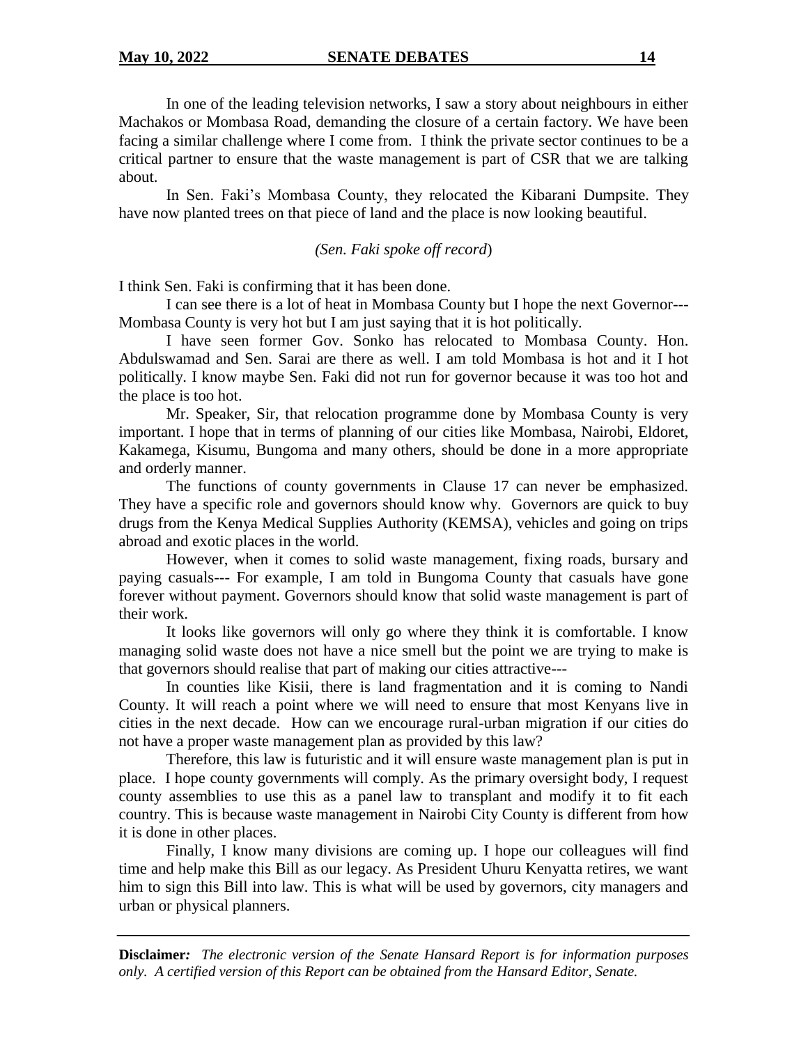In one of the leading television networks, I saw a story about neighbours in either Machakos or Mombasa Road, demanding the closure of a certain factory. We have been facing a similar challenge where I come from. I think the private sector continues to be a critical partner to ensure that the waste management is part of CSR that we are talking about.

In Sen. Faki's Mombasa County, they relocated the Kibarani Dumpsite. They have now planted trees on that piece of land and the place is now looking beautiful.

*(Sen. Faki spoke off record)*

I think Sen. Faki is confirming that it has been done.

I can see there is a lot of heat in Mombasa County but I hope the next Governor--- Mombasa County is very hot but I am just saying that it is hot politically.

I have seen former Gov. Sonko has relocated to Mombasa County. Hon. Abdulswamad and Sen. Sarai are there as well. I am told Mombasa is hot and it I hot politically. I know maybe Sen. Faki did not run for governor because it was too hot and the place is too hot.

Mr. Speaker, Sir, that relocation programme done by Mombasa County is very important. I hope that in terms of planning of our cities like Mombasa, Nairobi, Eldoret, Kakamega, Kisumu, Bungoma and many others, should be done in a more appropriate and orderly manner.

The functions of county governments in Clause 17 can never be emphasized. They have a specific role and governors should know why. Governors are quick to buy drugs from the Kenya Medical Supplies Authority (KEMSA), vehicles and going on trips abroad and exotic places in the world.

However, when it comes to solid waste management, fixing roads, bursary and paying casuals--- For example, I am told in Bungoma County that casuals have gone forever without payment. Governors should know that solid waste management is part of their work.

It looks like governors will only go where they think it is comfortable. I know managing solid waste does not have a nice smell but the point we are trying to make is that governors should realise that part of making our cities attractive---

In counties like Kisii, there is land fragmentation and it is coming to Nandi County. It will reach a point where we will need to ensure that most Kenyans live in cities in the next decade. How can we encourage rural-urban migration if our cities do not have a proper waste management plan as provided by this law?

Therefore, this law is futuristic and it will ensure waste management plan is put in place. I hope county governments will comply. As the primary oversight body, I request county assemblies to use this as a panel law to transplant and modify it to fit each country. This is because waste management in Nairobi City County is different from how it is done in other places.

Finally, I know many divisions are coming up. I hope our colleagues will find time and help make this Bill as our legacy. As President Uhuru Kenyatta retires, we want him to sign this Bill into law. This is what will be used by governors, city managers and urban or physical planners.

**Disclaimer:** *The electronic version of the Senate Hansard Report is for information purposes only. A certified version of this Report can be obtained from the Hansard Editor, Senate.*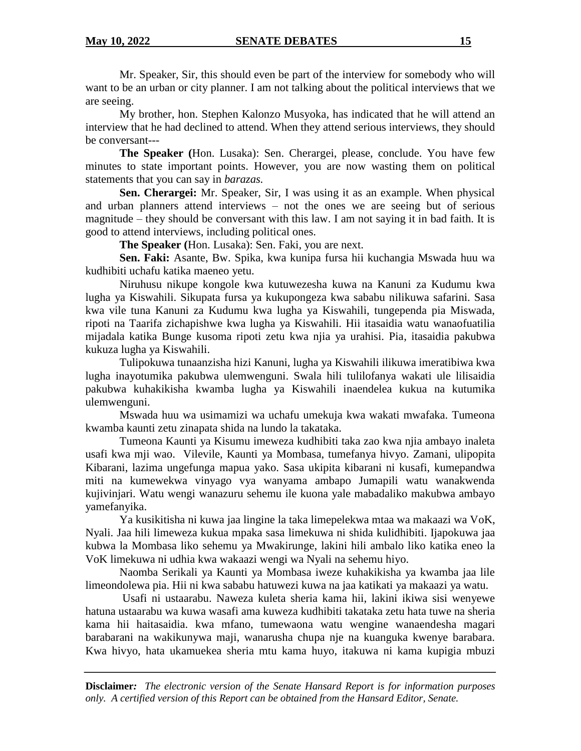Mr. Speaker, Sir, this should even be part of the interview for somebody who will want to be an urban or city planner. I am not talking about the political interviews that we are seeing.

My brother, hon. Stephen Kalonzo Musyoka, has indicated that he will attend an interview that he had declined to attend. When they attend serious interviews, they should be conversant---

**The Speaker (**Hon. Lusaka): Sen. Cherargei, please, conclude. You have few minutes to state important points. However, you are now wasting them on political statements that you can say in *barazas.*

**Sen. Cherargei:** Mr. Speaker, Sir, I was using it as an example. When physical and urban planners attend interviews – not the ones we are seeing but of serious magnitude – they should be conversant with this law. I am not saying it in bad faith. It is good to attend interviews, including political ones.

**The Speaker (**Hon. Lusaka): Sen. Faki, you are next.

**Sen. Faki:** Asante, Bw. Spika, kwa kunipa fursa hii kuchangia Mswada huu wa kudhibiti uchafu katika maeneo yetu.

Niruhusu nikupe kongole kwa kutuwezesha kuwa na Kanuni za Kudumu kwa lugha ya Kiswahili. Sikupata fursa ya kukupongeza kwa sababu nilikuwa safarini. Sasa kwa vile tuna Kanuni za Kudumu kwa lugha ya Kiswahili, tungependa pia Miswada, ripoti na Taarifa zichapishwe kwa lugha ya Kiswahili. Hii itasaidia watu wanaofuatilia mijadala katika Bunge kusoma ripoti zetu kwa njia ya urahisi. Pia, itasaidia pakubwa kukuza lugha ya Kiswahili.

Tulipokuwa tunaanzisha hizi Kanuni, lugha ya Kiswahili ilikuwa imeratibiwa kwa lugha inayotumika pakubwa ulemwenguni. Swala hili tulilofanya wakati ule lilisaidia pakubwa kuhakikisha kwamba lugha ya Kiswahili inaendelea kukua na kutumika ulemwenguni.

Mswada huu wa usimamizi wa uchafu umekuja kwa wakati mwafaka. Tumeona kwamba kaunti zetu zinapata shida na lundo la takataka.

Tumeona Kaunti ya Kisumu imeweza kudhibiti taka zao kwa njia ambayo inaleta usafi kwa mji wao. Vilevile, Kaunti ya Mombasa, tumefanya hivyo. Zamani, ulipopita Kibarani, lazima ungefunga mapua yako. Sasa ukipita kibarani ni kusafi, kumepandwa miti na kumewekwa vinyago vya wanyama ambapo Jumapili watu wanakwenda kujivinjari. Watu wengi wanazuru sehemu ile kuona yale mabadaliko makubwa ambayo yamefanyika.

Ya kusikitisha ni kuwa jaa lingine la taka limepelekwa mtaa wa makaazi wa VoK, Nyali. Jaa hili limeweza kukua mpaka sasa limekuwa ni shida kulidhibiti. Ijapokuwa jaa kubwa la Mombasa liko sehemu ya Mwakirunge, lakini hili ambalo liko katika eneo la VoK limekuwa ni udhia kwa wakaazi wengi wa Nyali na sehemu hiyo.

Naomba Serikali ya Kaunti ya Mombasa iweze kuhakikisha ya kwamba jaa lile limeondolewa pia. Hii ni kwa sababu hatuwezi kuwa na jaa katikati ya makaazi ya watu.

Usafi ni ustaarabu. Naweza kuleta sheria kama hii, lakini ikiwa sisi wenyewe hatuna ustaarabu wa kuwa wasafi ama kuweza kudhibiti takataka zetu hata tuwe na sheria kama hii haitasaidia. kwa mfano, tumewaona watu wengine wanaendesha magari barabarani na wakikunywa maji, wanarusha chupa nje na kuanguka kwenye barabara. Kwa hivyo, hata ukamuekea sheria mtu kama huyo, itakuwa ni kama kupigia mbuzi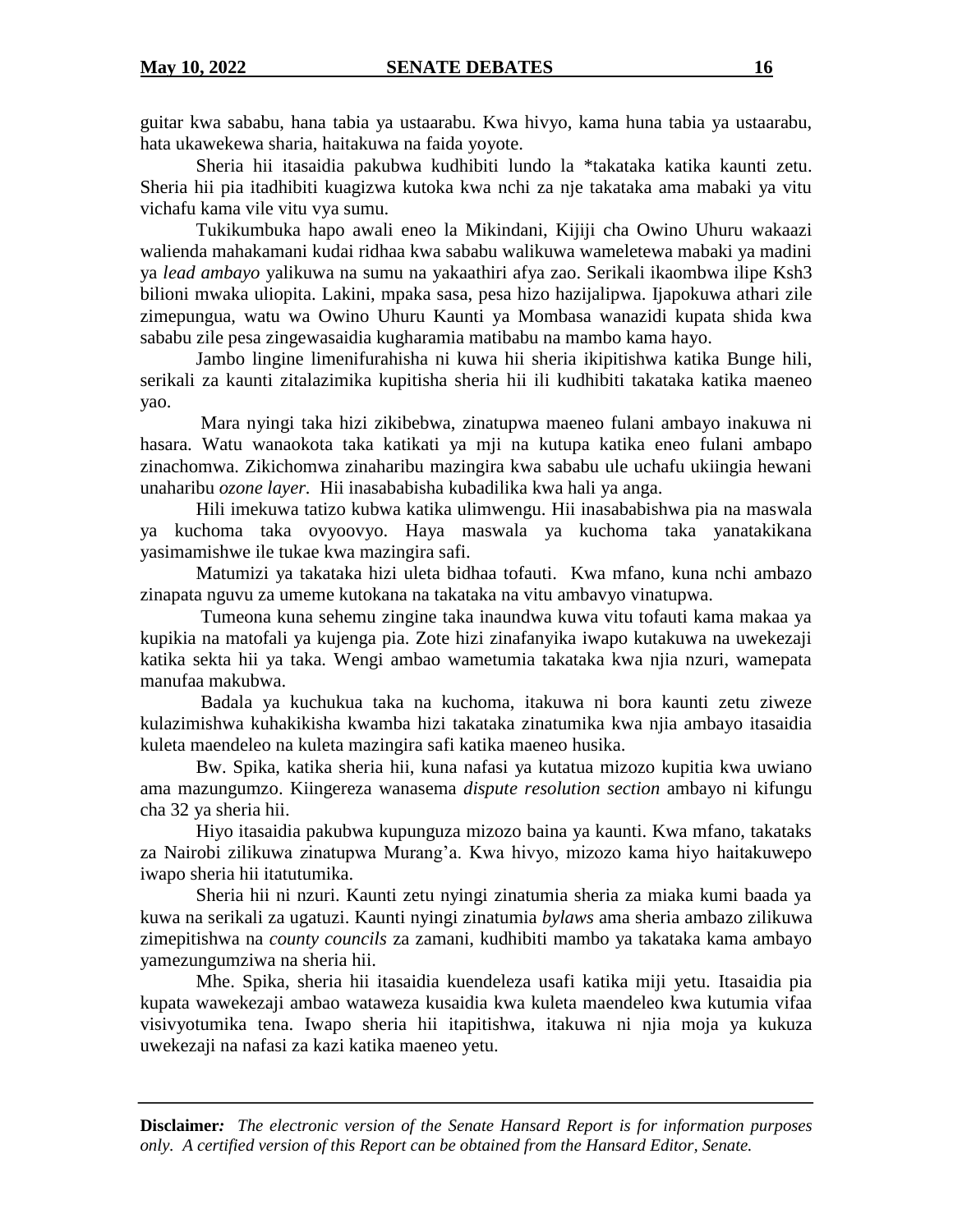guitar kwa sababu, hana tabia ya ustaarabu. Kwa hivyo, kama huna tabia ya ustaarabu, hata ukawekewa sharia, haitakuwa na faida yoyote.

Sheria hii itasaidia pakubwa kudhibiti lundo la *takataka katika kaunti zetu. Sheria hii pia itadhibiti kuagizwa kutoka kwa nchi za nje takataka ama mabaki ya vitu vichafu kama vile vitu vya sumu.

Tukikumbuka hapo awali eneo la Mikindani, Kijiji cha Owino Uhuru wakaazi walienda mahakamani kudai ridhaa kwa sababu walikuwa wameletewa mabaki ya madini ya *lead ambayo* yalikuwa na sumu na yakaathiri afya zao. Serikali ikaombwa ilipe Ksh3 bilioni mwaka uliopita. Lakini, mpaka sasa, pesa hizo hazijalipwa. Ijapokuwa athari zile zimepungua, watu wa Owino Uhuru Kaunti ya Mombasa wanazidi kupata shida kwa sababu zile pesa zingewasaidia kugharamia matibabu na mambo kama hayo.

Jambo lingine limenifurahisha ni kuwa hii sheria ikipitishwa katika Bunge hili, serikali za kaunti zitalazimika kupitisha sheria hii ili kudhibiti takataka katika maeneo yao.

Mara nyingi taka hizi zikibebwa, zinatupwa maeneo fulani ambayo inakuwa ni hasara. Watu wanaokota taka katikati ya mji na kutupa katika eneo fulani ambapo zinachomwa. Zikichomwa zinaharibu mazingira kwa sababu ule uchafu ukiingia hewani unaharibu *ozone layer*. Hii inasababisha kubadilika kwa hali ya anga.

Hili imekuwa tatizo kubwa katika ulimwengu. Hii inasababishwa pia na maswala ya kuchoma taka ovyoovyo. Haya maswala ya kuchoma taka yanatakikana yasimamishwe ile tukae kwa mazingira safi.

Matumizi ya takataka hizi uleta bidhaa tofauti. Kwa mfano, kuna nchi ambazo zinapata nguvu za umeme kutokana na takataka na vitu ambavyo vinatupwa.

Tumeona kuna sehemu zingine taka inaundwa kuwa vitu tofauti kama makaa ya kupikia na matofali ya kujenga pia. Zote hizi zinafanyika iwapo kutakuwa na uwekezaji katika sekta hii ya taka. Wengi ambao wametumia takataka kwa njia nzuri, wamepata manufaa makubwa.

Badala ya kuchukua taka na kuchoma, itakuwa ni bora kaunti zetu ziweze kulazimishwa kuhakikisha kwamba hizi takataka zinatumika kwa njia ambayo itasaidia kuleta maendeleo na kuleta mazingira safi katika maeneo husika.

Bw. Spika, katika sheria hii, kuna nafasi ya kutatua mizozo kupitia kwa uwiano ama mazungumzo. Kiingereza wanasema *dispute resolution section* ambayo ni kifungu cha 32 ya sheria hii.

Hiyo itasaidia pakubwa kupunguza mizozo baina ya kaunti. Kwa mfano, takataks za Nairobi zilikuwa zinatupwa Murang'a. Kwa hivyo, mizozo kama hiyo haitakuwepo iwapo sheria hii itatutumika.

Sheria hii ni nzuri. Kaunti zetu nyingi zinatumia sheria za miaka kumi baada ya kuwa na serikali za ugatuzi. Kaunti nyingi zinatumia *bylaws* ama sheria ambazo zilikuwa zimepitishwa na *county councils* za zamani, kudhibiti mambo ya takataka kama ambayo yamezungumziwa na sheria hii.

Mhe. Spika, sheria hii itasaidia kuendeleza usafi katika miji yetu. Itasaidia pia kupata wawekezaji ambao wataweza kusaidia kwa kuleta maendeleo kwa kutumia vifaa visivyotumika tena. Iwapo sheria hii itapitishwa, itakuwa ni njia moja ya kukuza uwekezaji na nafasi za kazi katika maeneo yetu.

**Disclaimer***:* *The electronic version of the Senate Hansard Report is for information purposes only. A certified version of this Report can be obtained from the Hansard Editor, Senate.*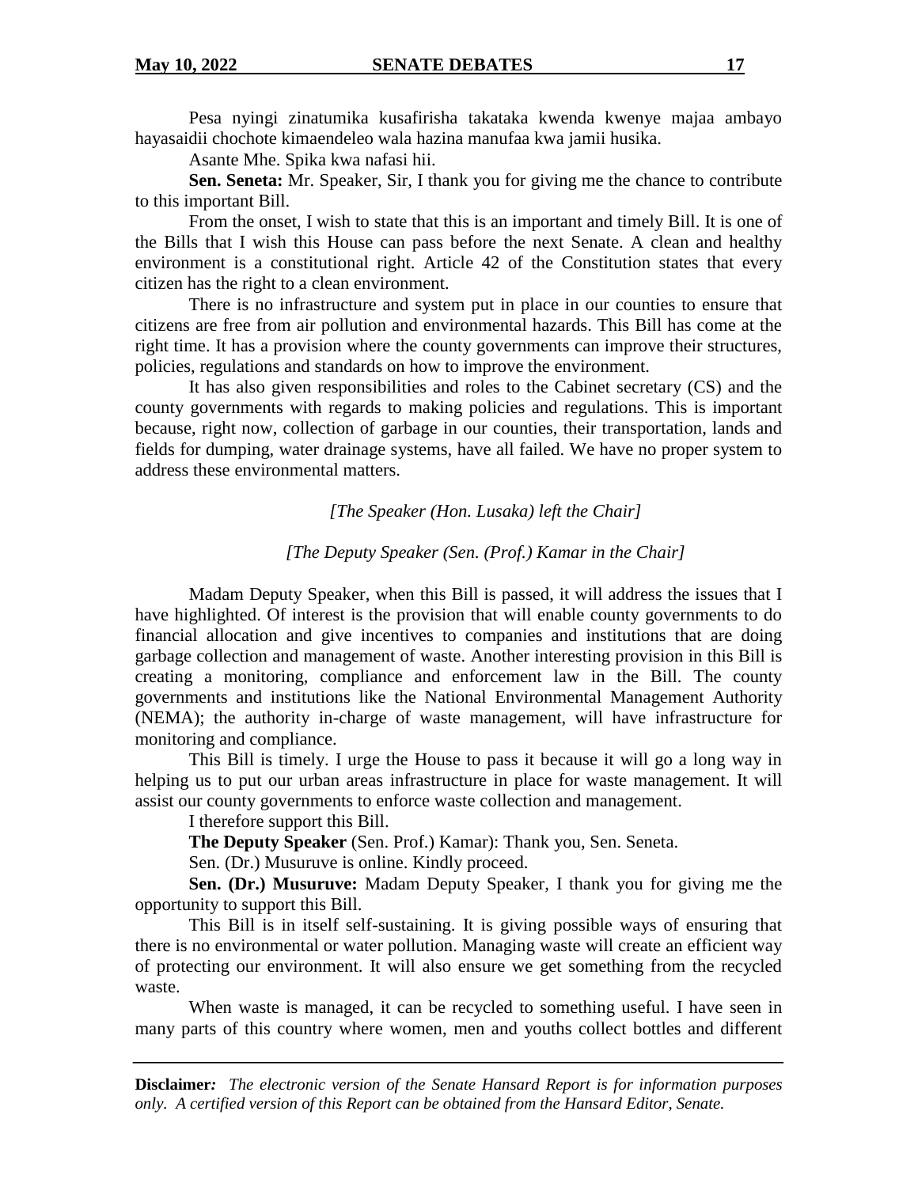Pesa nyingi zinatumika kusafirisha takataka kwenda kwenye majaa ambayo hayasaidii chochote kimaendeleo wala hazina manufaa kwa jamii husika.

Asante Mhe. Spika kwa nafasi hii.

**Sen. Seneta:** Mr. Speaker, Sir, I thank you for giving me the chance to contribute to this important Bill.

From the onset, I wish to state that this is an important and timely Bill. It is one of the Bills that I wish this House can pass before the next Senate. A clean and healthy environment is a constitutional right. Article 42 of the Constitution states that every citizen has the right to a clean environment.

There is no infrastructure and system put in place in our counties to ensure that citizens are free from air pollution and environmental hazards. This Bill has come at the right time. It has a provision where the county governments can improve their structures, policies, regulations and standards on how to improve the environment.

It has also given responsibilities and roles to the Cabinet secretary (CS) and the county governments with regards to making policies and regulations. This is important because, right now, collection of garbage in our counties, their transportation, lands and fields for dumping, water drainage systems, have all failed. We have no proper system to address these environmental matters.

*[The Speaker (Hon. Lusaka) left the Chair]*

*[The Deputy Speaker (Sen. (Prof.) Kamar in the Chair]*

Madam Deputy Speaker, when this Bill is passed, it will address the issues that I have highlighted. Of interest is the provision that will enable county governments to do financial allocation and give incentives to companies and institutions that are doing garbage collection and management of waste. Another interesting provision in this Bill is creating a monitoring, compliance and enforcement law in the Bill. The county governments and institutions like the National Environmental Management Authority (NEMA); the authority in-charge of waste management, will have infrastructure for monitoring and compliance.

This Bill is timely. I urge the House to pass it because it will go a long way in helping us to put our urban areas infrastructure in place for waste management. It will assist our county governments to enforce waste collection and management.

I therefore support this Bill.

**The Deputy Speaker** (Sen. Prof.) Kamar): Thank you, Sen. Seneta.

Sen. (Dr.) Musuruve is online. Kindly proceed.

**Sen. (Dr.) Musuruve:** Madam Deputy Speaker, I thank you for giving me the opportunity to support this Bill.

This Bill is in itself self-sustaining. It is giving possible ways of ensuring that there is no environmental or water pollution. Managing waste will create an efficient way of protecting our environment. It will also ensure we get something from the recycled waste.

When waste is managed, it can be recycled to something useful. I have seen in many parts of this country where women, men and youths collect bottles and different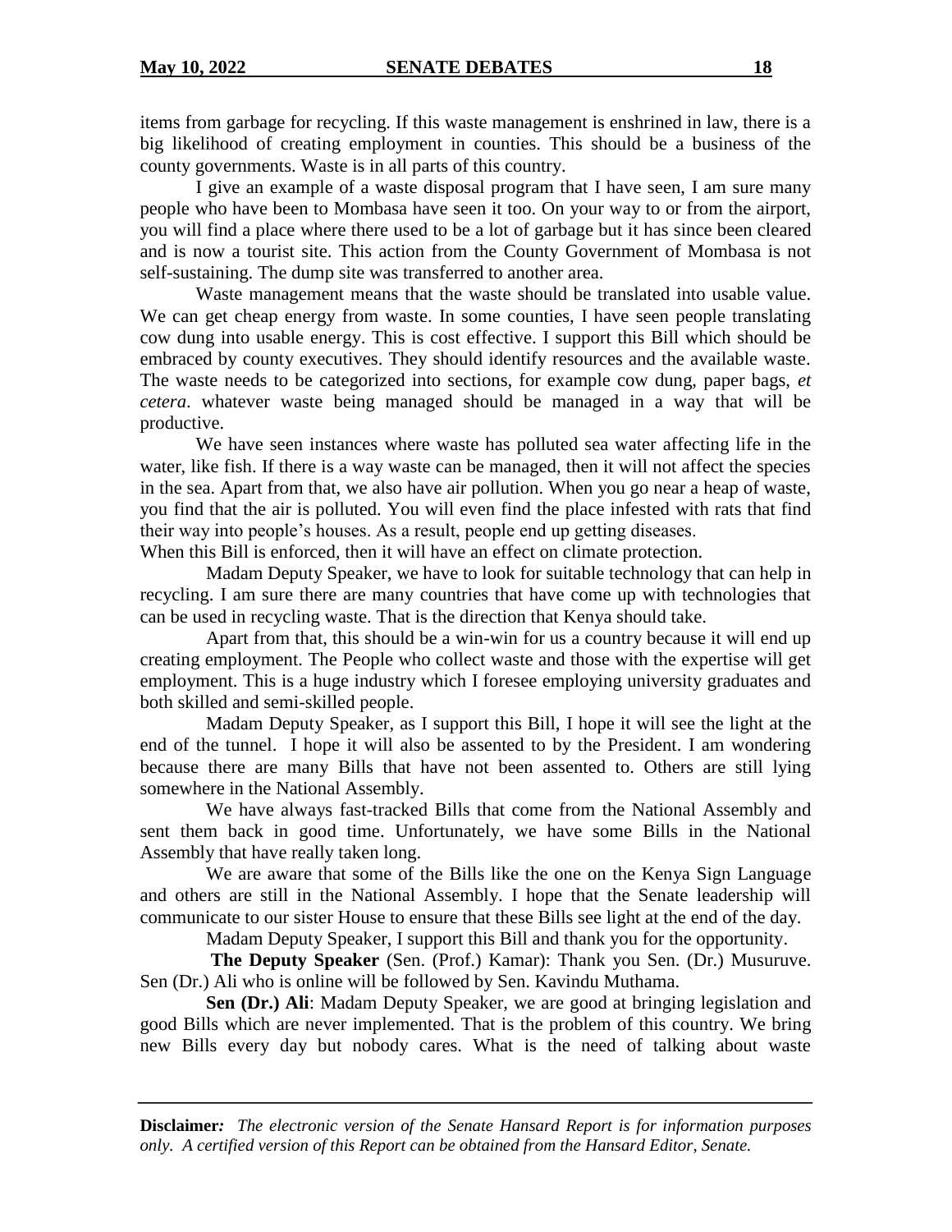items from garbage for recycling. If this waste management is enshrined in law, there is a big likelihood of creating employment in counties. This should be a business of the county governments. Waste is in all parts of this country.

I give an example of a waste disposal program that I have seen, I am sure many people who have been to Mombasa have seen it too. On your way to or from the airport, you will find a place where there used to be a lot of garbage but it has since been cleared and is now a tourist site. This action from the County Government of Mombasa is not self-sustaining. The dump site was transferred to another area.

Waste management means that the waste should be translated into usable value. We can get cheap energy from waste. In some counties, I have seen people translating cow dung into usable energy. This is cost effective. I support this Bill which should be embraced by county executives. They should identify resources and the available waste. The waste needs to be categorized into sections, for example cow dung, paper bags, *et cetera*. whatever waste being managed should be managed in a way that will be productive.

We have seen instances where waste has polluted sea water affecting life in the water, like fish. If there is a way waste can be managed, then it will not affect the species in the sea. Apart from that, we also have air pollution. When you go near a heap of waste, you find that the air is polluted. You will even find the place infested with rats that find their way into people's houses. As a result, people end up getting diseases.

When this Bill is enforced, then it will have an effect on climate protection.

Madam Deputy Speaker, we have to look for suitable technology that can help in recycling. I am sure there are many countries that have come up with technologies that can be used in recycling waste. That is the direction that Kenya should take.

Apart from that, this should be a win-win for us a country because it will end up creating employment. The People who collect waste and those with the expertise will get employment. This is a huge industry which I foresee employing university graduates and both skilled and semi-skilled people.

Madam Deputy Speaker, as I support this Bill, I hope it will see the light at the end of the tunnel. I hope it will also be assented to by the President. I am wondering because there are many Bills that have not been assented to. Others are still lying somewhere in the National Assembly.

We have always fast-tracked Bills that come from the National Assembly and sent them back in good time. Unfortunately, we have some Bills in the National Assembly that have really taken long.

We are aware that some of the Bills like the one on the Kenya Sign Language and others are still in the National Assembly. I hope that the Senate leadership will communicate to our sister House to ensure that these Bills see light at the end of the day.

Madam Deputy Speaker, I support this Bill and thank you for the opportunity.

**The Deputy Speaker** (Sen. (Prof.) Kamar): Thank you Sen. (Dr.) Musuruve. Sen (Dr.) Ali who is online will be followed by Sen. Kavindu Muthama.

**Sen (Dr.) Ali**: Madam Deputy Speaker, we are good at bringing legislation and good Bills which are never implemented. That is the problem of this country. We bring new Bills every day but nobody cares. What is the need of talking about waste

**Disclaimer***:* *The electronic version of the Senate Hansard Report is for information purposes only. A certified version of this Report can be obtained from the Hansard Editor, Senate.*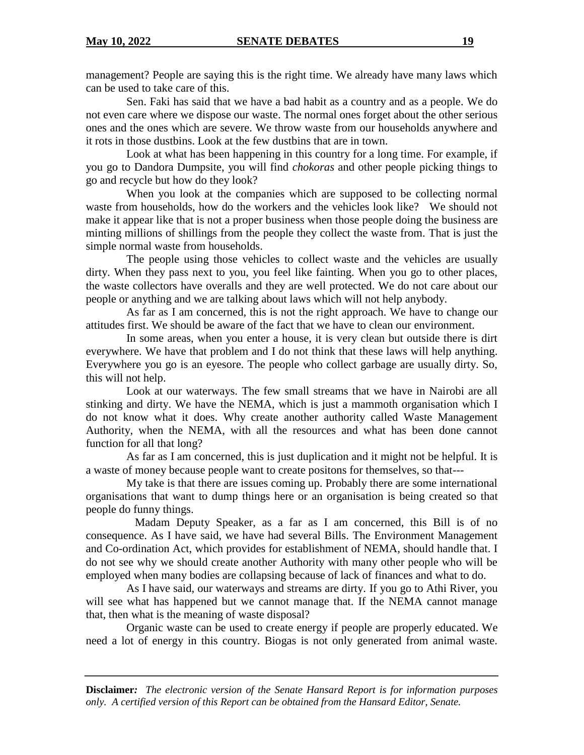management? People are saying this is the right time. We already have many laws which can be used to take care of this.

Sen. Faki has said that we have a bad habit as a country and as a people. We do not even care where we dispose our waste. The normal ones forget about the other serious ones and the ones which are severe. We throw waste from our households anywhere and it rots in those dustbins. Look at the few dustbins that are in town.

Look at what has been happening in this country for a long time. For example, if you go to Dandora Dumpsite, you will find *chokoras* and other people picking things to go and recycle but how do they look?

When you look at the companies which are supposed to be collecting normal waste from households, how do the workers and the vehicles look like? We should not make it appear like that is not a proper business when those people doing the business are minting millions of shillings from the people they collect the waste from. That is just the simple normal waste from households.

The people using those vehicles to collect waste and the vehicles are usually dirty. When they pass next to you, you feel like fainting. When you go to other places, the waste collectors have overalls and they are well protected. We do not care about our people or anything and we are talking about laws which will not help anybody.

As far as I am concerned, this is not the right approach. We have to change our attitudes first. We should be aware of the fact that we have to clean our environment.

In some areas, when you enter a house, it is very clean but outside there is dirt everywhere. We have that problem and I do not think that these laws will help anything. Everywhere you go is an eyesore. The people who collect garbage are usually dirty. So, this will not help.

Look at our waterways. The few small streams that we have in Nairobi are all stinking and dirty. We have the NEMA, which is just a mammoth organisation which I do not know what it does. Why create another authority called Waste Management Authority, when the NEMA, with all the resources and what has been done cannot function for all that long?

As far as I am concerned, this is just duplication and it might not be helpful. It is a waste of money because people want to create positons for themselves, so that---

My take is that there are issues coming up. Probably there are some international organisations that want to dump things here or an organisation is being created so that people do funny things.

Madam Deputy Speaker, as a far as I am concerned, this Bill is of no consequence. As I have said, we have had several Bills. The Environment Management and Co-ordination Act, which provides for establishment of NEMA, should handle that. I do not see why we should create another Authority with many other people who will be employed when many bodies are collapsing because of lack of finances and what to do.

As I have said, our waterways and streams are dirty. If you go to Athi River, you will see what has happened but we cannot manage that. If the NEMA cannot manage that, then what is the meaning of waste disposal?

Organic waste can be used to create energy if people are properly educated. We need a lot of energy in this country. Biogas is not only generated from animal waste.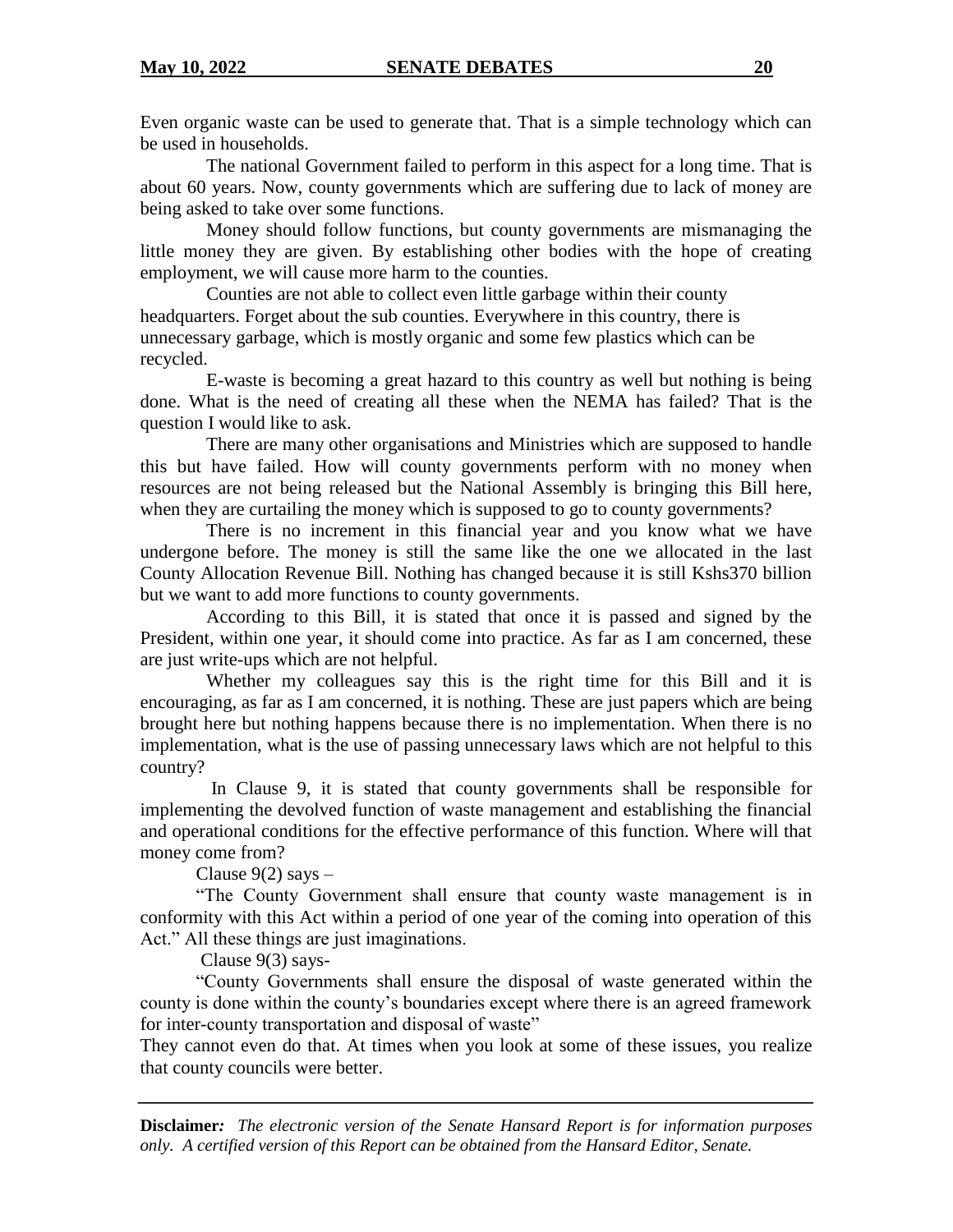Even organic waste can be used to generate that. That is a simple technology which can be used in households.

The national Government failed to perform in this aspect for a long time. That is about 60 years. Now, county governments which are suffering due to lack of money are being asked to take over some functions.

Money should follow functions, but county governments are mismanaging the little money they are given. By establishing other bodies with the hope of creating employment, we will cause more harm to the counties.

Counties are not able to collect even little garbage within their county headquarters. Forget about the sub counties. Everywhere in this country, there is unnecessary garbage, which is mostly organic and some few plastics which can be recycled.

E-waste is becoming a great hazard to this country as well but nothing is being done. What is the need of creating all these when the NEMA has failed? That is the question I would like to ask.

There are many other organisations and Ministries which are supposed to handle this but have failed. How will county governments perform with no money when resources are not being released but the National Assembly is bringing this Bill here, when they are curtailing the money which is supposed to go to county governments?

There is no increment in this financial year and you know what we have undergone before. The money is still the same like the one we allocated in the last County Allocation Revenue Bill. Nothing has changed because it is still Kshs370 billion but we want to add more functions to county governments.

According to this Bill, it is stated that once it is passed and signed by the President, within one year, it should come into practice. As far as I am concerned, these are just write-ups which are not helpful.

Whether my colleagues say this is the right time for this Bill and it is encouraging, as far as I am concerned, it is nothing. These are just papers which are being brought here but nothing happens because there is no implementation. When there is no implementation, what is the use of passing unnecessary laws which are not helpful to this country?

In Clause 9, it is stated that county governments shall be responsible for implementing the devolved function of waste management and establishing the financial and operational conditions for the effective performance of this function. Where will that money come from?

Clause 9(2) says –

"The County Government shall ensure that county waste management is in conformity with this Act within a period of one year of the coming into operation of this Act." All these things are just imaginations.

Clause 9(3) says-

"County Governments shall ensure the disposal of waste generated within the county is done within the county's boundaries except where there is an agreed framework for inter-county transportation and disposal of waste"

They cannot even do that. At times when you look at some of these issues, you realize that county councils were better.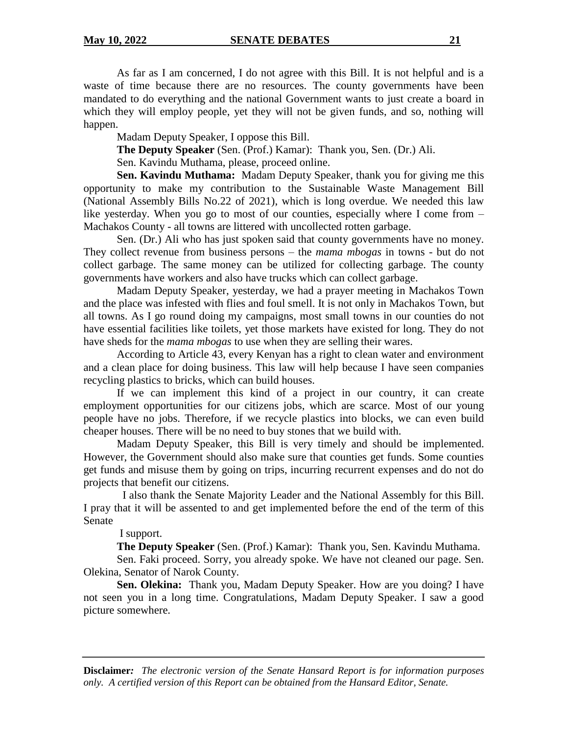As far as I am concerned, I do not agree with this Bill. It is not helpful and is a waste of time because there are no resources. The county governments have been mandated to do everything and the national Government wants to just create a board in which they will employ people, yet they will not be given funds, and so, nothing will happen.

Madam Deputy Speaker, I oppose this Bill.

**The Deputy Speaker** (Sen. (Prof.) Kamar): Thank you, Sen. (Dr.) Ali.

Sen. Kavindu Muthama, please, proceed online.

**Sen. Kavindu Muthama:** Madam Deputy Speaker, thank you for giving me this opportunity to make my contribution to the Sustainable Waste Management Bill (National Assembly Bills No.22 of 2021), which is long overdue. We needed this law like yesterday. When you go to most of our counties, especially where I come from – Machakos County - all towns are littered with uncollected rotten garbage.

Sen. (Dr.) Ali who has just spoken said that county governments have no money. They collect revenue from business persons – the *mama mbogas* in towns - but do not collect garbage. The same money can be utilized for collecting garbage. The county governments have workers and also have trucks which can collect garbage.

Madam Deputy Speaker, yesterday, we had a prayer meeting in Machakos Town and the place was infested with flies and foul smell. It is not only in Machakos Town, but all towns. As I go round doing my campaigns, most small towns in our counties do not have essential facilities like toilets, yet those markets have existed for long. They do not have sheds for the *mama mbogas* to use when they are selling their wares.

According to Article 43, every Kenyan has a right to clean water and environment and a clean place for doing business. This law will help because I have seen companies recycling plastics to bricks, which can build houses.

If we can implement this kind of a project in our country, it can create employment opportunities for our citizens jobs, which are scarce. Most of our young people have no jobs. Therefore, if we recycle plastics into blocks, we can even build cheaper houses. There will be no need to buy stones that we build with.

Madam Deputy Speaker, this Bill is very timely and should be implemented. However, the Government should also make sure that counties get funds. Some counties get funds and misuse them by going on trips, incurring recurrent expenses and do not do projects that benefit our citizens.

I also thank the Senate Majority Leader and the National Assembly for this Bill. I pray that it will be assented to and get implemented before the end of the term of this Senate

I support.

**The Deputy Speaker** (Sen. (Prof.) Kamar): Thank you, Sen. Kavindu Muthama.

Sen. Faki proceed. Sorry, you already spoke. We have not cleaned our page. Sen. Olekina, Senator of Narok County.

**Sen. Olekina:** Thank you, Madam Deputy Speaker. How are you doing? I have not seen you in a long time. Congratulations, Madam Deputy Speaker. I saw a good picture somewhere.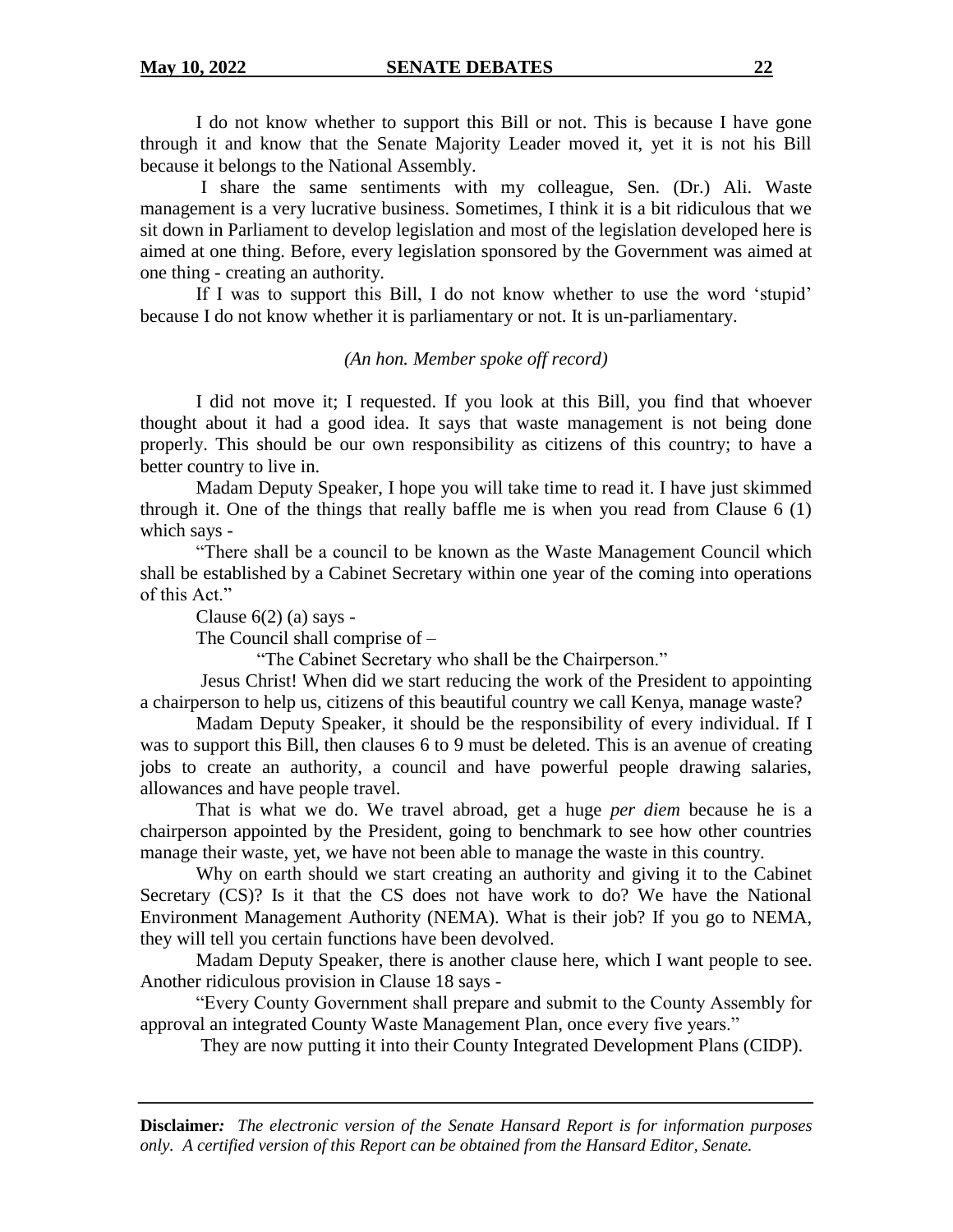I do not know whether to support this Bill or not. This is because I have gone through it and know that the Senate Majority Leader moved it, yet it is not his Bill because it belongs to the National Assembly.

I share the same sentiments with my colleague, Sen. (Dr.) Ali. Waste management is a very lucrative business. Sometimes, I think it is a bit ridiculous that we sit down in Parliament to develop legislation and most of the legislation developed here is aimed at one thing. Before, every legislation sponsored by the Government was aimed at one thing - creating an authority.

If I was to support this Bill, I do not know whether to use the word 'stupid' because I do not know whether it is parliamentary or not. It is un-parliamentary.

*(An hon. Member spoke off record)*

I did not move it; I requested. If you look at this Bill, you find that whoever thought about it had a good idea. It says that waste management is not being done properly. This should be our own responsibility as citizens of this country; to have a better country to live in.

Madam Deputy Speaker, I hope you will take time to read it. I have just skimmed through it. One of the things that really baffle me is when you read from Clause 6 (1) which says -

"There shall be a council to be known as the Waste Management Council which shall be established by a Cabinet Secretary within one year of the coming into operations of this Act."

Clause 6(2) (a) says -

The Council shall comprise of –

"The Cabinet Secretary who shall be the Chairperson."

Jesus Christ! When did we start reducing the work of the President to appointing a chairperson to help us, citizens of this beautiful country we call Kenya, manage waste?

Madam Deputy Speaker, it should be the responsibility of every individual. If I was to support this Bill, then clauses 6 to 9 must be deleted. This is an avenue of creating jobs to create an authority, a council and have powerful people drawing salaries, allowances and have people travel.

That is what we do. We travel abroad, get a huge *per diem* because he is a chairperson appointed by the President, going to benchmark to see how other countries manage their waste, yet, we have not been able to manage the waste in this country.

Why on earth should we start creating an authority and giving it to the Cabinet Secretary (CS)? Is it that the CS does not have work to do? We have the National Environment Management Authority (NEMA). What is their job? If you go to NEMA, they will tell you certain functions have been devolved.

Madam Deputy Speaker, there is another clause here, which I want people to see. Another ridiculous provision in Clause 18 says -

"Every County Government shall prepare and submit to the County Assembly for approval an integrated County Waste Management Plan, once every five years."

They are now putting it into their County Integrated Development Plans (CIDP).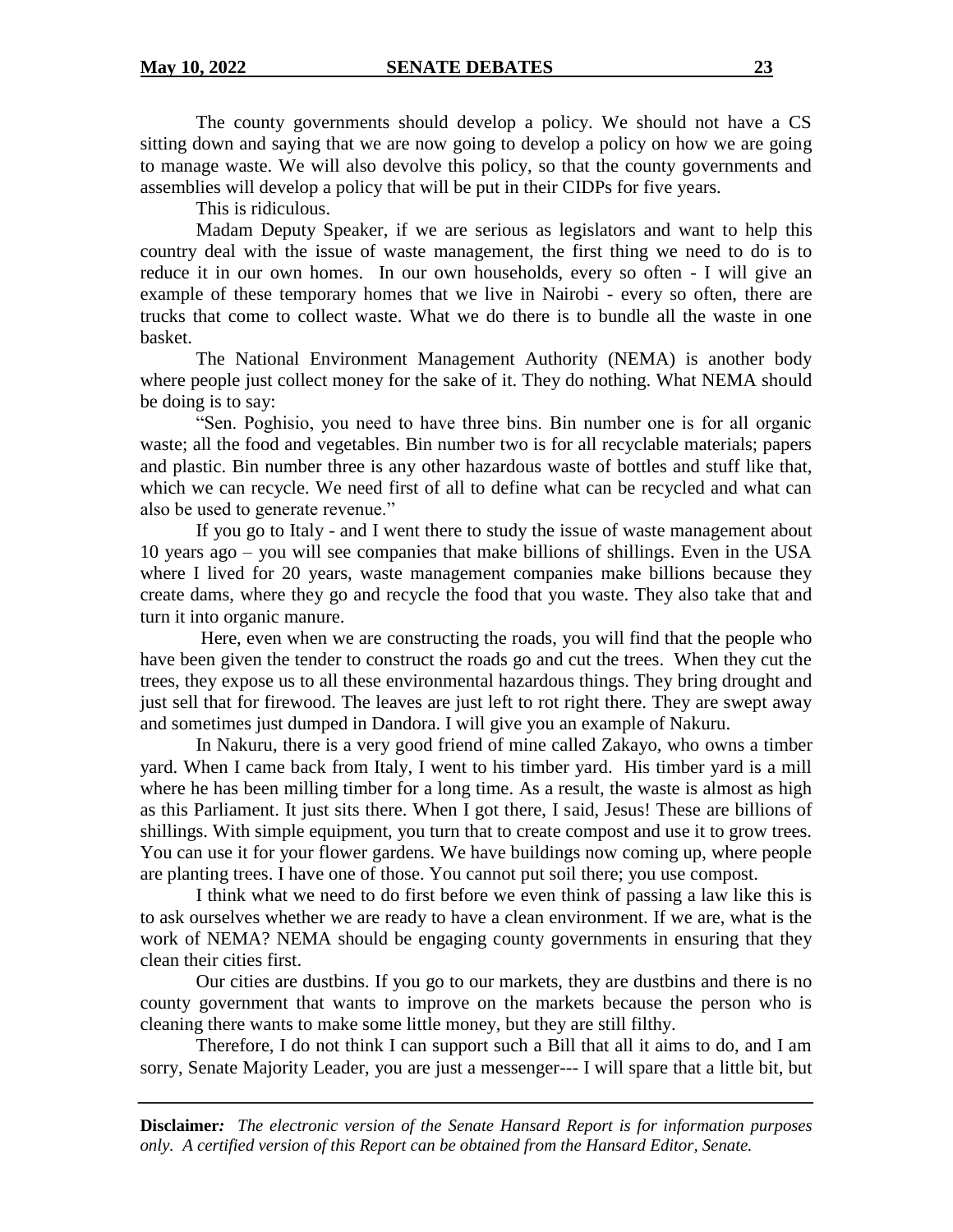The county governments should develop a policy. We should not have a CS sitting down and saying that we are now going to develop a policy on how we are going to manage waste. We will also devolve this policy, so that the county governments and assemblies will develop a policy that will be put in their CIDPs for five years.

This is ridiculous.

Madam Deputy Speaker, if we are serious as legislators and want to help this country deal with the issue of waste management, the first thing we need to do is to reduce it in our own homes. In our own households, every so often - I will give an example of these temporary homes that we live in Nairobi - every so often, there are trucks that come to collect waste. What we do there is to bundle all the waste in one basket.

The National Environment Management Authority (NEMA) is another body where people just collect money for the sake of it. They do nothing. What NEMA should be doing is to say:

"Sen. Poghisio, you need to have three bins. Bin number one is for all organic waste; all the food and vegetables. Bin number two is for all recyclable materials; papers and plastic. Bin number three is any other hazardous waste of bottles and stuff like that, which we can recycle. We need first of all to define what can be recycled and what can also be used to generate revenue."

If you go to Italy - and I went there to study the issue of waste management about 10 years ago – you will see companies that make billions of shillings. Even in the USA where I lived for 20 years, waste management companies make billions because they create dams, where they go and recycle the food that you waste. They also take that and turn it into organic manure.

Here, even when we are constructing the roads, you will find that the people who have been given the tender to construct the roads go and cut the trees. When they cut the trees, they expose us to all these environmental hazardous things. They bring drought and just sell that for firewood. The leaves are just left to rot right there. They are swept away and sometimes just dumped in Dandora. I will give you an example of Nakuru.

In Nakuru, there is a very good friend of mine called Zakayo, who owns a timber yard. When I came back from Italy, I went to his timber yard. His timber yard is a mill where he has been milling timber for a long time. As a result, the waste is almost as high as this Parliament. It just sits there. When I got there, I said, Jesus! These are billions of shillings. With simple equipment, you turn that to create compost and use it to grow trees. You can use it for your flower gardens. We have buildings now coming up, where people are planting trees. I have one of those. You cannot put soil there; you use compost.

I think what we need to do first before we even think of passing a law like this is to ask ourselves whether we are ready to have a clean environment. If we are, what is the work of NEMA? NEMA should be engaging county governments in ensuring that they clean their cities first.

Our cities are dustbins. If you go to our markets, they are dustbins and there is no county government that wants to improve on the markets because the person who is cleaning there wants to make some little money, but they are still filthy.

Therefore, I do not think I can support such a Bill that all it aims to do, and I am sorry, Senate Majority Leader, you are just a messenger--- I will spare that a little bit, but

**Disclaimer***:* *The electronic version of the Senate Hansard Report is for information purposes only. A certified version of this Report can be obtained from the Hansard Editor, Senate.*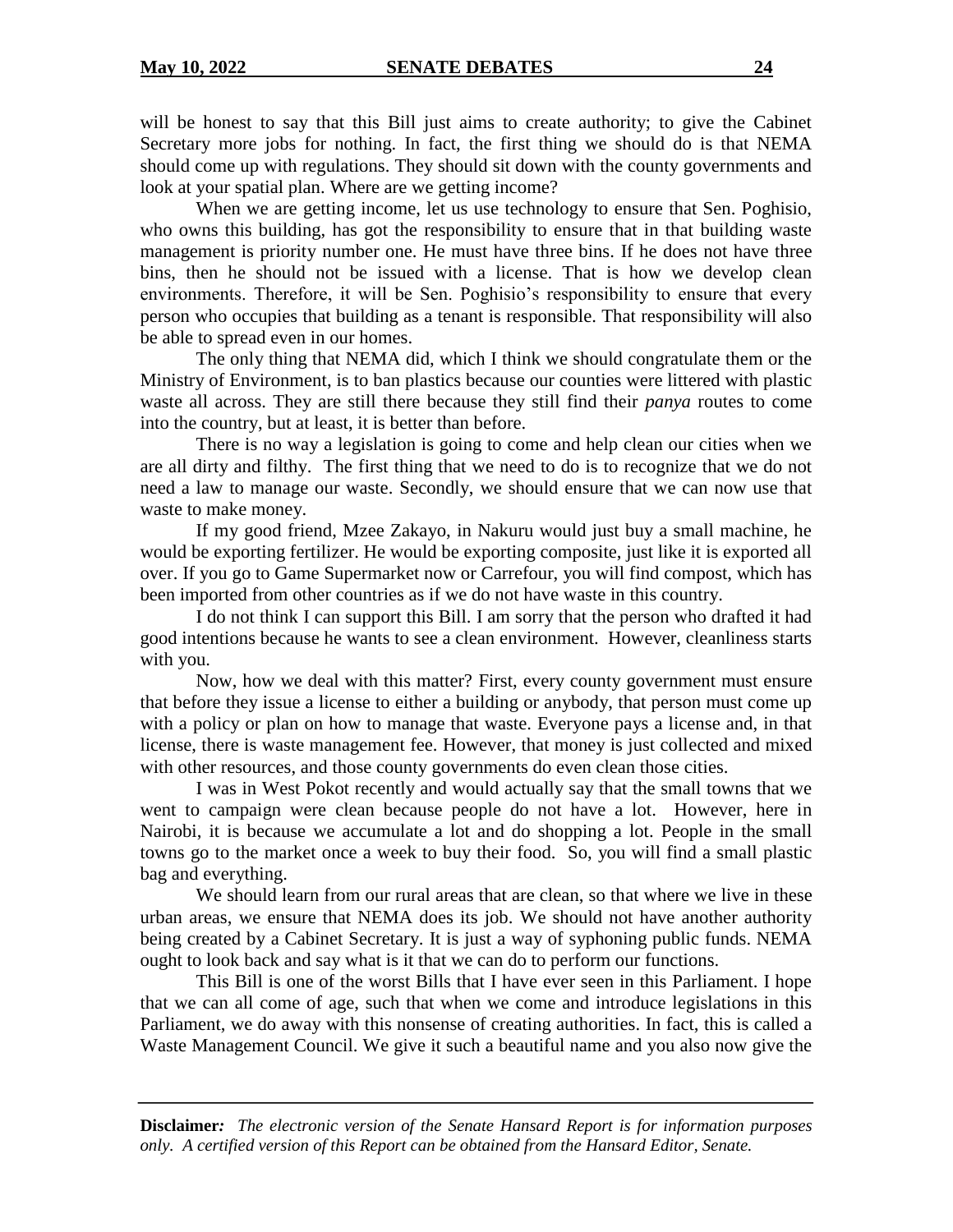will be honest to say that this Bill just aims to create authority; to give the Cabinet Secretary more jobs for nothing. In fact, the first thing we should do is that NEMA should come up with regulations. They should sit down with the county governments and look at your spatial plan. Where are we getting income?

When we are getting income, let us use technology to ensure that Sen. Poghisio, who owns this building, has got the responsibility to ensure that in that building waste management is priority number one. He must have three bins. If he does not have three bins, then he should not be issued with a license. That is how we develop clean environments. Therefore, it will be Sen. Poghisio's responsibility to ensure that every person who occupies that building as a tenant is responsible. That responsibility will also be able to spread even in our homes.

The only thing that NEMA did, which I think we should congratulate them or the Ministry of Environment, is to ban plastics because our counties were littered with plastic waste all across. They are still there because they still find their *panya* routes to come into the country, but at least, it is better than before.

There is no way a legislation is going to come and help clean our cities when we are all dirty and filthy. The first thing that we need to do is to recognize that we do not need a law to manage our waste. Secondly, we should ensure that we can now use that waste to make money.

If my good friend, Mzee Zakayo, in Nakuru would just buy a small machine, he would be exporting fertilizer. He would be exporting composite, just like it is exported all over. If you go to Game Supermarket now or Carrefour, you will find compost, which has been imported from other countries as if we do not have waste in this country.

I do not think I can support this Bill. I am sorry that the person who drafted it had good intentions because he wants to see a clean environment. However, cleanliness starts with you.

Now, how we deal with this matter? First, every county government must ensure that before they issue a license to either a building or anybody, that person must come up with a policy or plan on how to manage that waste. Everyone pays a license and, in that license, there is waste management fee. However, that money is just collected and mixed with other resources, and those county governments do even clean those cities.

I was in West Pokot recently and would actually say that the small towns that we went to campaign were clean because people do not have a lot. However, here in Nairobi, it is because we accumulate a lot and do shopping a lot. People in the small towns go to the market once a week to buy their food. So, you will find a small plastic bag and everything.

We should learn from our rural areas that are clean, so that where we live in these urban areas, we ensure that NEMA does its job. We should not have another authority being created by a Cabinet Secretary. It is just a way of syphoning public funds. NEMA ought to look back and say what is it that we can do to perform our functions.

This Bill is one of the worst Bills that I have ever seen in this Parliament. I hope that we can all come of age, such that when we come and introduce legislations in this Parliament, we do away with this nonsense of creating authorities. In fact, this is called a Waste Management Council. We give it such a beautiful name and you also now give the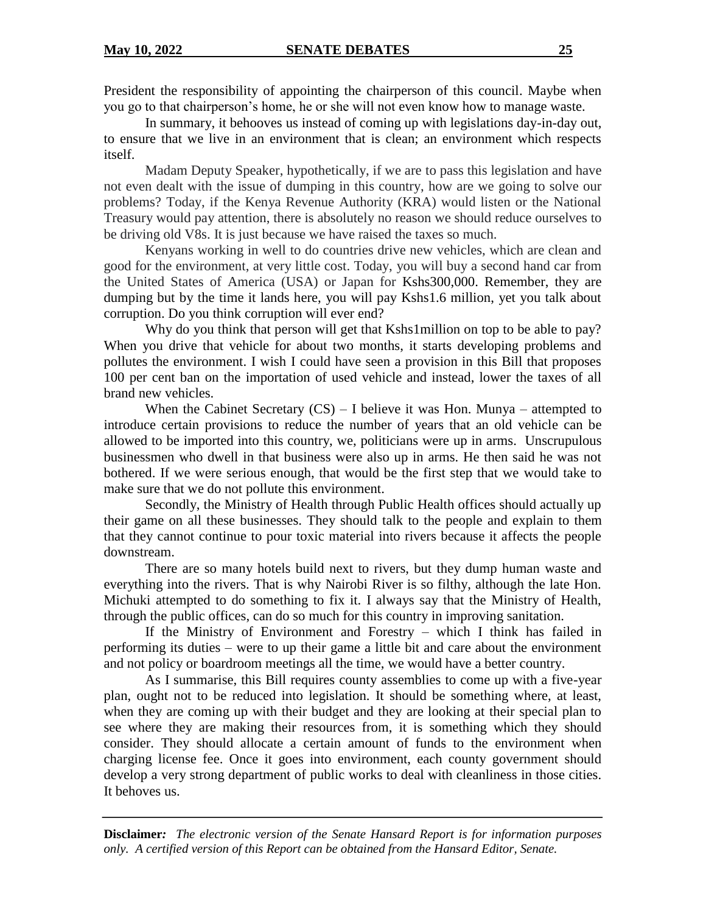President the responsibility of appointing the chairperson of this council. Maybe when you go to that chairperson's home, he or she will not even know how to manage waste.

In summary, it behooves us instead of coming up with legislations day-in-day out, to ensure that we live in an environment that is clean; an environment which respects itself.

Madam Deputy Speaker, hypothetically, if we are to pass this legislation and have not even dealt with the issue of dumping in this country, how are we going to solve our problems? Today, if the Kenya Revenue Authority (KRA) would listen or the National Treasury would pay attention, there is absolutely no reason we should reduce ourselves to be driving old V8s. It is just because we have raised the taxes so much.

Kenyans working in well to do countries drive new vehicles, which are clean and good for the environment, at very little cost. Today, you will buy a second hand car from the United States of America (USA) or Japan for Kshs300,000. Remember, they are dumping but by the time it lands here, you will pay Kshs1.6 million, yet you talk about corruption. Do you think corruption will ever end?

Why do you think that person will get that Kshs1million on top to be able to pay? When you drive that vehicle for about two months, it starts developing problems and pollutes the environment. I wish I could have seen a provision in this Bill that proposes 100 per cent ban on the importation of used vehicle and instead, lower the taxes of all brand new vehicles.

When the Cabinet Secretary (CS) – I believe it was Hon. Munya – attempted to introduce certain provisions to reduce the number of years that an old vehicle can be allowed to be imported into this country, we, politicians were up in arms. Unscrupulous businessmen who dwell in that business were also up in arms. He then said he was not bothered. If we were serious enough, that would be the first step that we would take to make sure that we do not pollute this environment.

Secondly, the Ministry of Health through Public Health offices should actually up their game on all these businesses. They should talk to the people and explain to them that they cannot continue to pour toxic material into rivers because it affects the people downstream.

There are so many hotels build next to rivers, but they dump human waste and everything into the rivers. That is why Nairobi River is so filthy, although the late Hon. Michuki attempted to do something to fix it. I always say that the Ministry of Health, through the public offices, can do so much for this country in improving sanitation.

If the Ministry of Environment and Forestry – which I think has failed in performing its duties – were to up their game a little bit and care about the environment and not policy or boardroom meetings all the time, we would have a better country.

As I summarise, this Bill requires county assemblies to come up with a five-year plan, ought not to be reduced into legislation. It should be something where, at least, when they are coming up with their budget and they are looking at their special plan to see where they are making their resources from, it is something which they should consider. They should allocate a certain amount of funds to the environment when charging license fee. Once it goes into environment, each county government should develop a very strong department of public works to deal with cleanliness in those cities. It behoves us.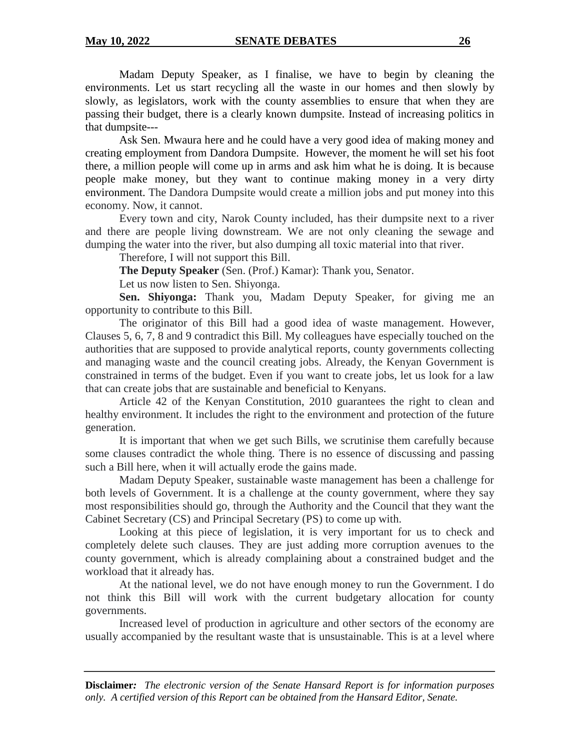Madam Deputy Speaker, as I finalise, we have to begin by cleaning the environments. Let us start recycling all the waste in our homes and then slowly by slowly, as legislators, work with the county assemblies to ensure that when they are passing their budget, there is a clearly known dumpsite. Instead of increasing politics in that dumpsite---

Ask Sen. Mwaura here and he could have a very good idea of making money and creating employment from Dandora Dumpsite. However, the moment he will set his foot there, a million people will come up in arms and ask him what he is doing. It is because people make money, but they want to continue making money in a very dirty environment. The Dandora Dumpsite would create a million jobs and put money into this economy. Now, it cannot.

Every town and city, Narok County included, has their dumpsite next to a river and there are people living downstream. We are not only cleaning the sewage and dumping the water into the river, but also dumping all toxic material into that river.

Therefore, I will not support this Bill.

**The Deputy Speaker** (Sen. (Prof.) Kamar): Thank you, Senator.

Let us now listen to Sen. Shiyonga.

**Sen. Shiyonga:** Thank you, Madam Deputy Speaker, for giving me an opportunity to contribute to this Bill.

The originator of this Bill had a good idea of waste management. However, Clauses 5, 6, 7, 8 and 9 contradict this Bill. My colleagues have especially touched on the authorities that are supposed to provide analytical reports, county governments collecting and managing waste and the council creating jobs. Already, the Kenyan Government is constrained in terms of the budget. Even if you want to create jobs, let us look for a law that can create jobs that are sustainable and beneficial to Kenyans.

Article 42 of the Kenyan Constitution, 2010 guarantees the right to clean and healthy environment. It includes the right to the environment and protection of the future generation.

It is important that when we get such Bills, we scrutinise them carefully because some clauses contradict the whole thing. There is no essence of discussing and passing such a Bill here, when it will actually erode the gains made.

Madam Deputy Speaker, sustainable waste management has been a challenge for both levels of Government. It is a challenge at the county government, where they say most responsibilities should go, through the Authority and the Council that they want the Cabinet Secretary (CS) and Principal Secretary (PS) to come up with.

Looking at this piece of legislation, it is very important for us to check and completely delete such clauses. They are just adding more corruption avenues to the county government, which is already complaining about a constrained budget and the workload that it already has.

At the national level, we do not have enough money to run the Government. I do not think this Bill will work with the current budgetary allocation for county governments.

Increased level of production in agriculture and other sectors of the economy are usually accompanied by the resultant waste that is unsustainable. This is at a level where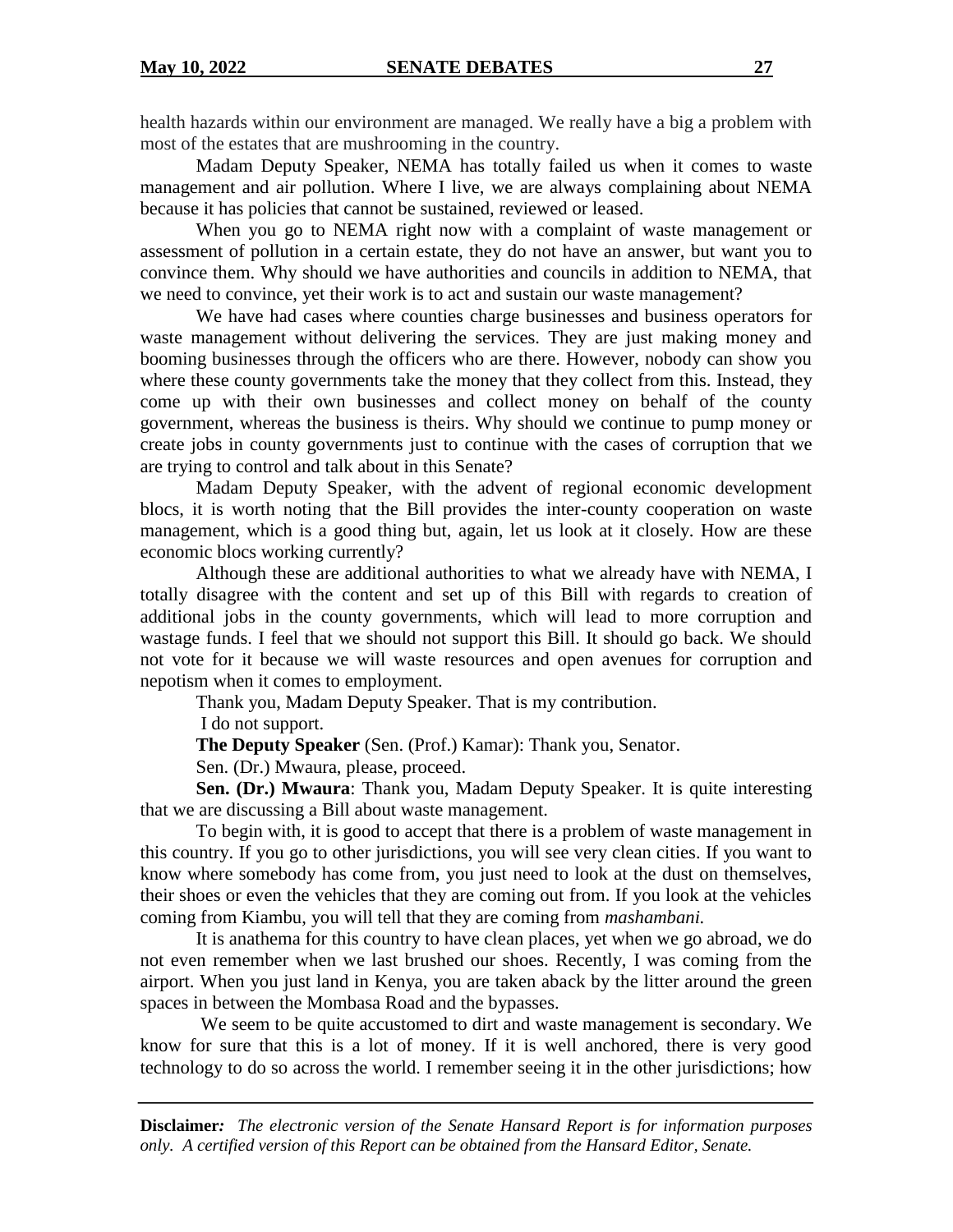health hazards within our environment are managed. We really have a big a problem with most of the estates that are mushrooming in the country.

Madam Deputy Speaker, NEMA has totally failed us when it comes to waste management and air pollution. Where I live, we are always complaining about NEMA because it has policies that cannot be sustained, reviewed or leased.

When you go to NEMA right now with a complaint of waste management or assessment of pollution in a certain estate, they do not have an answer, but want you to convince them. Why should we have authorities and councils in addition to NEMA, that we need to convince, yet their work is to act and sustain our waste management?

We have had cases where counties charge businesses and business operators for waste management without delivering the services. They are just making money and booming businesses through the officers who are there. However, nobody can show you where these county governments take the money that they collect from this. Instead, they come up with their own businesses and collect money on behalf of the county government, whereas the business is theirs. Why should we continue to pump money or create jobs in county governments just to continue with the cases of corruption that we are trying to control and talk about in this Senate?

Madam Deputy Speaker, with the advent of regional economic development blocs, it is worth noting that the Bill provides the inter-county cooperation on waste management, which is a good thing but, again, let us look at it closely. How are these economic blocs working currently?

Although these are additional authorities to what we already have with NEMA, I totally disagree with the content and set up of this Bill with regards to creation of additional jobs in the county governments, which will lead to more corruption and wastage funds. I feel that we should not support this Bill. It should go back. We should not vote for it because we will waste resources and open avenues for corruption and nepotism when it comes to employment.

Thank you, Madam Deputy Speaker. That is my contribution.

I do not support.

**The Deputy Speaker** (Sen. (Prof.) Kamar): Thank you, Senator.

Sen. (Dr.) Mwaura, please, proceed.

**Sen. (Dr.) Mwaura**: Thank you, Madam Deputy Speaker. It is quite interesting that we are discussing a Bill about waste management.

To begin with, it is good to accept that there is a problem of waste management in this country. If you go to other jurisdictions, you will see very clean cities. If you want to know where somebody has come from, you just need to look at the dust on themselves, their shoes or even the vehicles that they are coming out from. If you look at the vehicles coming from Kiambu, you will tell that they are coming from *mashambani.*

It is anathema for this country to have clean places, yet when we go abroad, we do not even remember when we last brushed our shoes. Recently, I was coming from the airport. When you just land in Kenya, you are taken aback by the litter around the green spaces in between the Mombasa Road and the bypasses.

We seem to be quite accustomed to dirt and waste management is secondary. We know for sure that this is a lot of money. If it is well anchored, there is very good technology to do so across the world. I remember seeing it in the other jurisdictions; how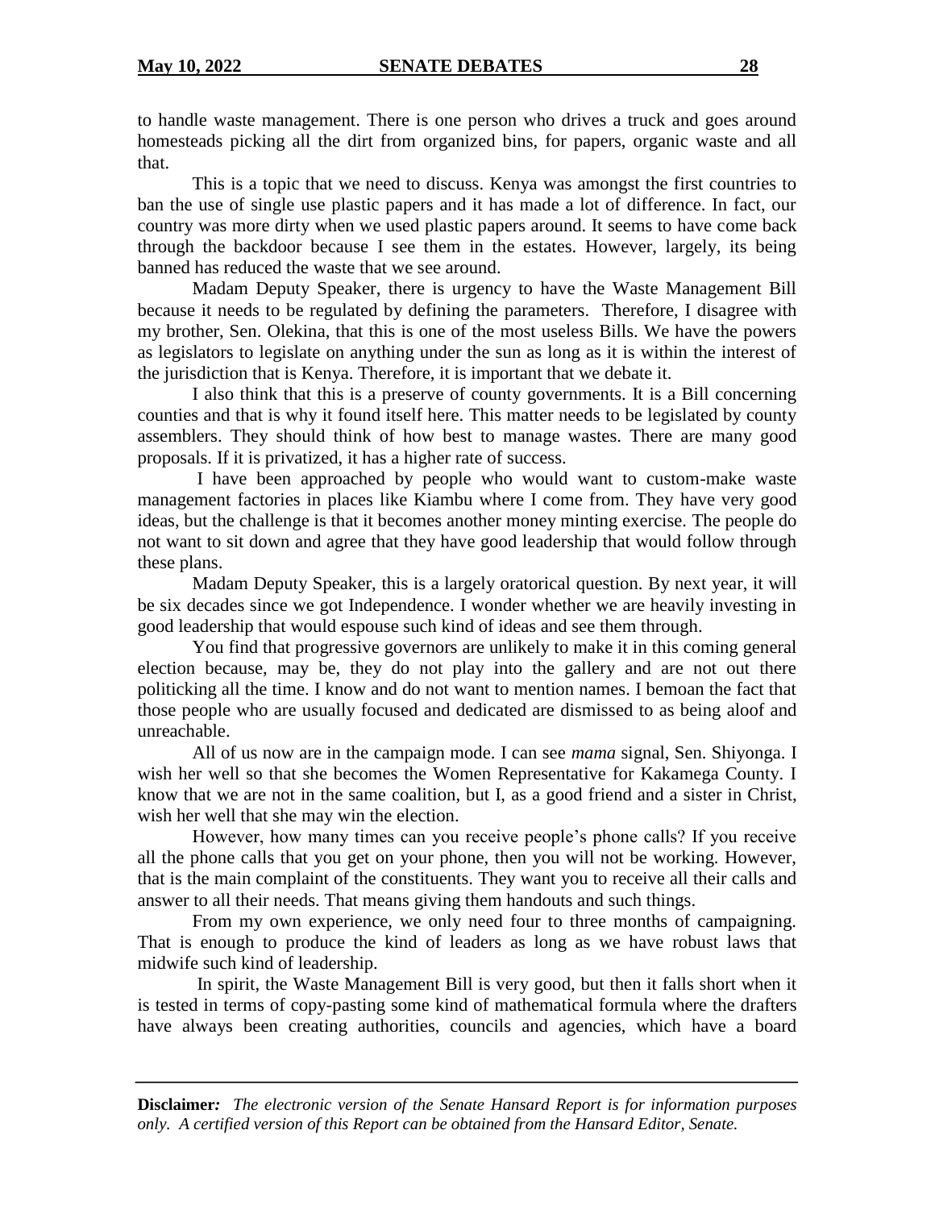to handle waste management. There is one person who drives a truck and goes around homesteads picking all the dirt from organized bins, for papers, organic waste and all that.

This is a topic that we need to discuss. Kenya was amongst the first countries to ban the use of single use plastic papers and it has made a lot of difference. In fact, our country was more dirty when we used plastic papers around. It seems to have come back through the backdoor because I see them in the estates. However, largely, its being banned has reduced the waste that we see around.

Madam Deputy Speaker, there is urgency to have the Waste Management Bill because it needs to be regulated by defining the parameters. Therefore, I disagree with my brother, Sen. Olekina, that this is one of the most useless Bills. We have the powers as legislators to legislate on anything under the sun as long as it is within the interest of the jurisdiction that is Kenya. Therefore, it is important that we debate it.

I also think that this is a preserve of county governments. It is a Bill concerning counties and that is why it found itself here. This matter needs to be legislated by county assemblers. They should think of how best to manage wastes. There are many good proposals. If it is privatized, it has a higher rate of success.

I have been approached by people who would want to custom-make waste management factories in places like Kiambu where I come from. They have very good ideas, but the challenge is that it becomes another money minting exercise. The people do not want to sit down and agree that they have good leadership that would follow through these plans.

Madam Deputy Speaker, this is a largely oratorical question. By next year, it will be six decades since we got Independence. I wonder whether we are heavily investing in good leadership that would espouse such kind of ideas and see them through.

You find that progressive governors are unlikely to make it in this coming general election because, may be, they do not play into the gallery and are not out there politicking all the time. I know and do not want to mention names. I bemoan the fact that those people who are usually focused and dedicated are dismissed to as being aloof and unreachable.

All of us now are in the campaign mode. I can see *mama* signal, Sen. Shiyonga. I wish her well so that she becomes the Women Representative for Kakamega County. I know that we are not in the same coalition, but I, as a good friend and a sister in Christ, wish her well that she may win the election.

However, how many times can you receive people's phone calls? If you receive all the phone calls that you get on your phone, then you will not be working. However, that is the main complaint of the constituents. They want you to receive all their calls and answer to all their needs. That means giving them handouts and such things.

From my own experience, we only need four to three months of campaigning. That is enough to produce the kind of leaders as long as we have robust laws that midwife such kind of leadership.

In spirit, the Waste Management Bill is very good, but then it falls short when it is tested in terms of copy-pasting some kind of mathematical formula where the drafters have always been creating authorities, councils and agencies, which have a board

**Disclaimer:** *The electronic version of the Senate Hansard Report is for information purposes only. A certified version of this Report can be obtained from the Hansard Editor, Senate.*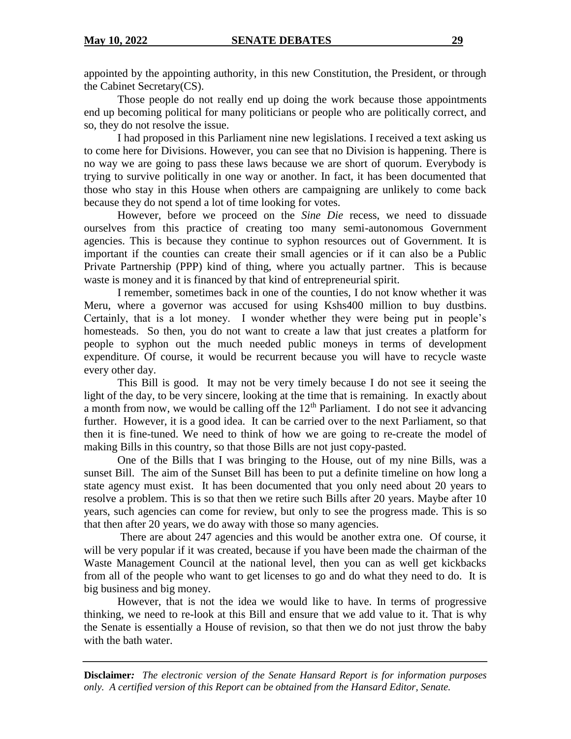appointed by the appointing authority, in this new Constitution, the President, or through the Cabinet Secretary(CS).

Those people do not really end up doing the work because those appointments end up becoming political for many politicians or people who are politically correct, and so, they do not resolve the issue.

I had proposed in this Parliament nine new legislations. I received a text asking us to come here for Divisions. However, you can see that no Division is happening. There is no way we are going to pass these laws because we are short of quorum. Everybody is trying to survive politically in one way or another. In fact, it has been documented that those who stay in this House when others are campaigning are unlikely to come back because they do not spend a lot of time looking for votes.

However, before we proceed on the *Sine Die* recess, we need to dissuade ourselves from this practice of creating too many semi-autonomous Government agencies. This is because they continue to syphon resources out of Government. It is important if the counties can create their small agencies or if it can also be a Public Private Partnership (PPP) kind of thing, where you actually partner. This is because waste is money and it is financed by that kind of entrepreneurial spirit.

I remember, sometimes back in one of the counties, I do not know whether it was Meru, where a governor was accused for using Kshs400 million to buy dustbins. Certainly, that is a lot money. I wonder whether they were being put in people's homesteads. So then, you do not want to create a law that just creates a platform for people to syphon out the much needed public moneys in terms of development expenditure. Of course, it would be recurrent because you will have to recycle waste every other day.

This Bill is good. It may not be very timely because I do not see it seeing the light of the day, to be very sincere, looking at the time that is remaining. In exactly about a month from now, we would be calling off the 12th Parliament. I do not see it advancing further. However, it is a good idea. It can be carried over to the next Parliament, so that then it is fine-tuned. We need to think of how we are going to re-create the model of making Bills in this country, so that those Bills are not just copy-pasted.

One of the Bills that I was bringing to the House, out of my nine Bills, was a sunset Bill. The aim of the Sunset Bill has been to put a definite timeline on how long a state agency must exist. It has been documented that you only need about 20 years to resolve a problem. This is so that then we retire such Bills after 20 years. Maybe after 10 years, such agencies can come for review, but only to see the progress made. This is so that then after 20 years, we do away with those so many agencies.

There are about 247 agencies and this would be another extra one. Of course, it will be very popular if it was created, because if you have been made the chairman of the Waste Management Council at the national level, then you can as well get kickbacks from all of the people who want to get licenses to go and do what they need to do. It is big business and big money.

However, that is not the idea we would like to have. In terms of progressive thinking, we need to re-look at this Bill and ensure that we add value to it. That is why the Senate is essentially a House of revision, so that then we do not just throw the baby with the bath water.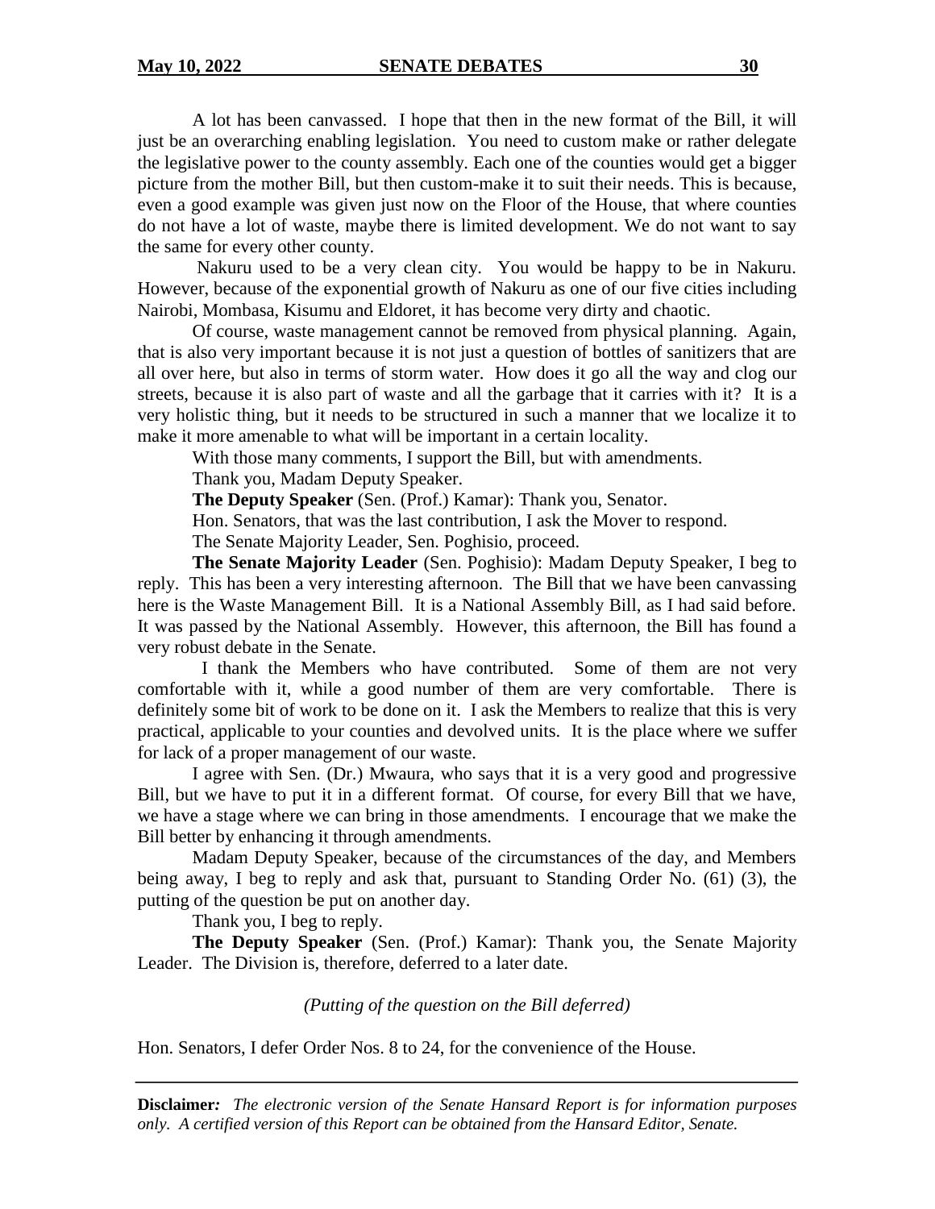A lot has been canvassed. I hope that then in the new format of the Bill, it will just be an overarching enabling legislation. You need to custom make or rather delegate the legislative power to the county assembly. Each one of the counties would get a bigger picture from the mother Bill, but then custom-make it to suit their needs. This is because, even a good example was given just now on the Floor of the House, that where counties do not have a lot of waste, maybe there is limited development. We do not want to say the same for every other county.

Nakuru used to be a very clean city. You would be happy to be in Nakuru. However, because of the exponential growth of Nakuru as one of our five cities including Nairobi, Mombasa, Kisumu and Eldoret, it has become very dirty and chaotic.

Of course, waste management cannot be removed from physical planning. Again, that is also very important because it is not just a question of bottles of sanitizers that are all over here, but also in terms of storm water. How does it go all the way and clog our streets, because it is also part of waste and all the garbage that it carries with it? It is a very holistic thing, but it needs to be structured in such a manner that we localize it to make it more amenable to what will be important in a certain locality.

With those many comments, I support the Bill, but with amendments.

Thank you, Madam Deputy Speaker.

**The Deputy Speaker** (Sen. (Prof.) Kamar): Thank you, Senator.

Hon. Senators, that was the last contribution, I ask the Mover to respond.

The Senate Majority Leader, Sen. Poghisio, proceed.

**The Senate Majority Leader** (Sen. Poghisio): Madam Deputy Speaker, I beg to reply. This has been a very interesting afternoon. The Bill that we have been canvassing here is the Waste Management Bill. It is a National Assembly Bill, as I had said before. It was passed by the National Assembly. However, this afternoon, the Bill has found a very robust debate in the Senate.

I thank the Members who have contributed. Some of them are not very comfortable with it, while a good number of them are very comfortable. There is definitely some bit of work to be done on it. I ask the Members to realize that this is very practical, applicable to your counties and devolved units. It is the place where we suffer for lack of a proper management of our waste.

I agree with Sen. (Dr.) Mwaura, who says that it is a very good and progressive Bill, but we have to put it in a different format. Of course, for every Bill that we have, we have a stage where we can bring in those amendments. I encourage that we make the Bill better by enhancing it through amendments.

Madam Deputy Speaker, because of the circumstances of the day, and Members being away, I beg to reply and ask that, pursuant to Standing Order No. (61) (3), the putting of the question be put on another day.

Thank you, I beg to reply.

**The Deputy Speaker** (Sen. (Prof.) Kamar): Thank you, the Senate Majority Leader. The Division is, therefore, deferred to a later date.

*(Putting of the question on the Bill deferred)*

Hon. Senators, I defer Order Nos. 8 to 24, for the convenience of the House.

**Disclaimer:** *The electronic version of the Senate Hansard Report is for information purposes only. A certified version of this Report can be obtained from the Hansard Editor, Senate.*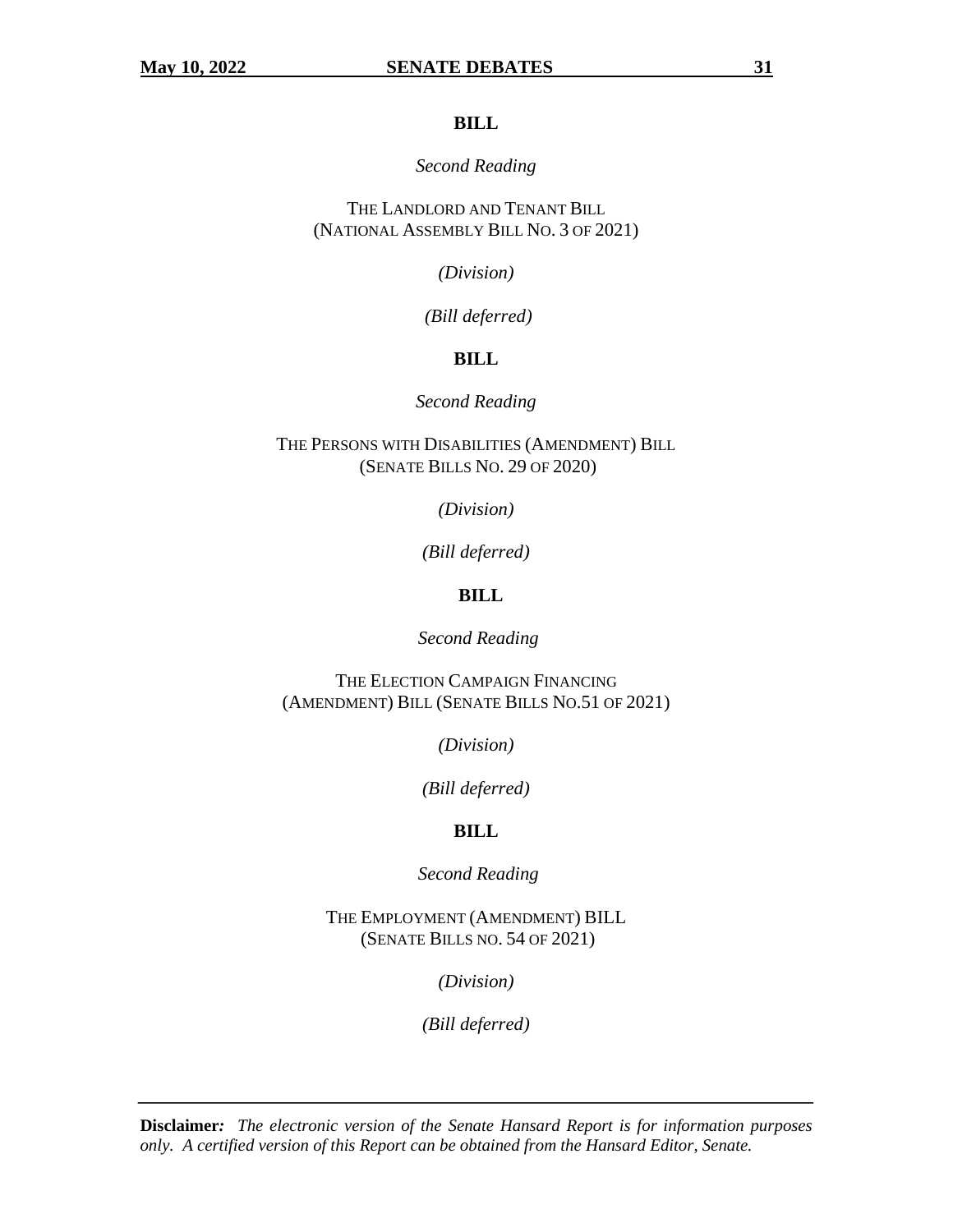**BILL**

*Second Reading*

THE LANDLORD AND TENANT BILL
(NATIONAL ASSEMBLY BILL NO. 3 OF 2021)

*(Division)*

*(Bill deferred)*

**BILL**

*Second Reading*

THE PERSONS WITH DISABILITIES (AMENDMENT) BILL
(SENATE BILLS NO. 29 OF 2020)

*(Division)*

*(Bill deferred)*

**BILL**

*Second Reading*

THE ELECTION CAMPAIGN FINANCING
(AMENDMENT) BILL (SENATE BILLS NO.51 OF 2021)

*(Division)*

*(Bill deferred)*

**BILL**

*Second Reading*

THE EMPLOYMENT (AMENDMENT) BILL
(SENATE BILLS NO. 54 OF 2021)

*(Division)*

*(Bill deferred)*

**Disclaimer:** *The electronic version of the Senate Hansard Report is for information purposes only. A certified version of this Report can be obtained from the Hansard Editor, Senate.*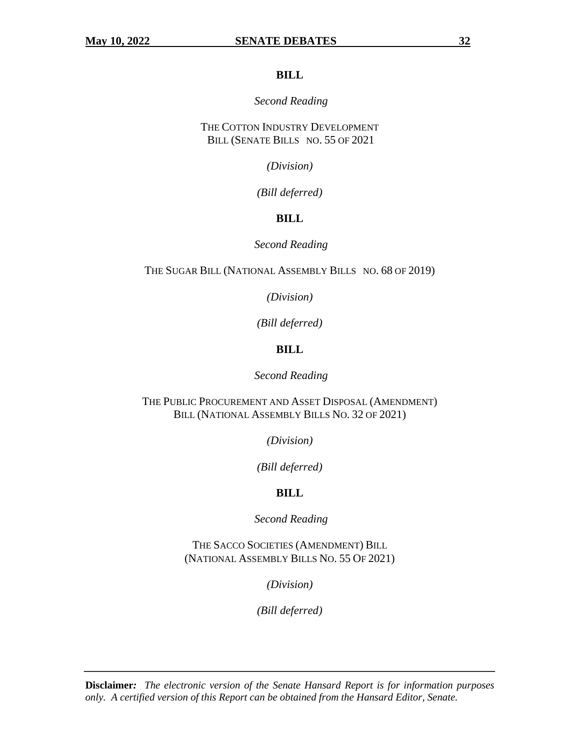## BILL

*Second Reading*

THE COTTON INDUSTRY DEVELOPMENT BILL (SENATE BILLS NO. 55 OF 2021

*(Division)*

*(Bill deferred)*

## BILL

*Second Reading*

THE SUGAR BILL (NATIONAL ASSEMBLY BILLS NO. 68 OF 2019)

*(Division)*

*(Bill deferred)*

## BILL

*Second Reading*

THE PUBLIC PROCUREMENT AND ASSET DISPOSAL (AMENDMENT) BILL (NATIONAL ASSEMBLY BILLS NO. 32 OF 2021)

*(Division)*

*(Bill deferred)*

## BILL

*Second Reading*

THE SACCO SOCIETIES (AMENDMENT) BILL (NATIONAL ASSEMBLY BILLS NO. 55 OF 2021)

*(Division)*

*(Bill deferred)*

**Disclaimer:** *The electronic version of the Senate Hansard Report is for information purposes only. A certified version of this Report can be obtained from the Hansard Editor, Senate.*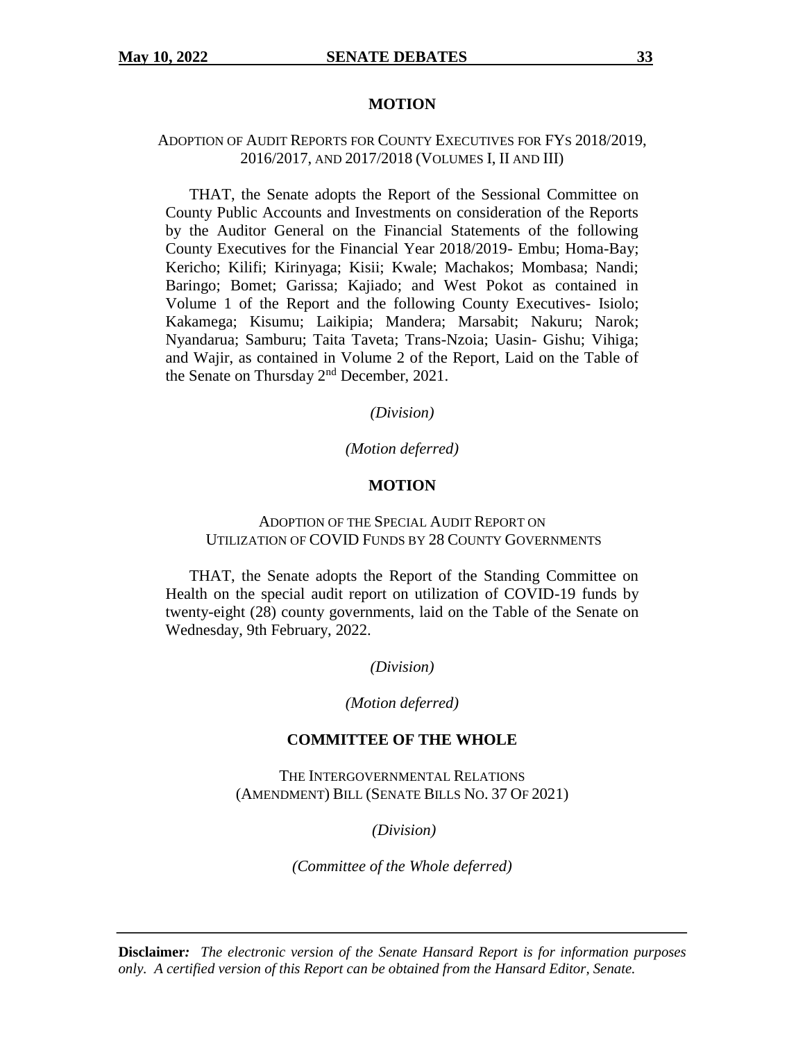## MOTION

ADOPTION OF AUDIT REPORTS FOR COUNTY EXECUTIVES FOR FYS 2018/2019, 2016/2017, AND 2017/2018 (VOLUMES I, II AND III)

THAT, the Senate adopts the Report of the Sessional Committee on County Public Accounts and Investments on consideration of the Reports by the Auditor General on the Financial Statements of the following County Executives for the Financial Year 2018/2019- Embu; Homa-Bay; Kericho; Kilifi; Kirinyaga; Kisii; Kwale; Machakos; Mombasa; Nandi; Baringo; Bomet; Garissa; Kajiado; and West Pokot as contained in Volume 1 of the Report and the following County Executives- Isiolo; Kakamega; Kisumu; Laikipia; Mandera; Marsabit; Nakuru; Narok; Nyandarua; Samburu; Taita Taveta; Trans-Nzoia; Uasin- Gishu; Vihiga; and Wajir, as contained in Volume 2 of the Report, Laid on the Table of the Senate on Thursday 2nd December, 2021.

*(Division)*

*(Motion deferred)*

## MOTION

ADOPTION OF THE SPECIAL AUDIT REPORT ON UTILIZATION OF COVID FUNDS BY 28 COUNTY GOVERNMENTS

THAT, the Senate adopts the Report of the Standing Committee on Health on the special audit report on utilization of COVID-19 funds by twenty-eight (28) county governments, laid on the Table of the Senate on Wednesday, 9th February, 2022.

*(Division)*

*(Motion deferred)*

## COMMITTEE OF THE WHOLE

THE INTERGOVERNMENTAL RELATIONS (AMENDMENT) BILL (SENATE BILLS NO. 37 OF 2021)

*(Division)*

*(Committee of the Whole deferred)*

**Disclaimer:** *The electronic version of the Senate Hansard Report is for information purposes only. A certified version of this Report can be obtained from the Hansard Editor, Senate.*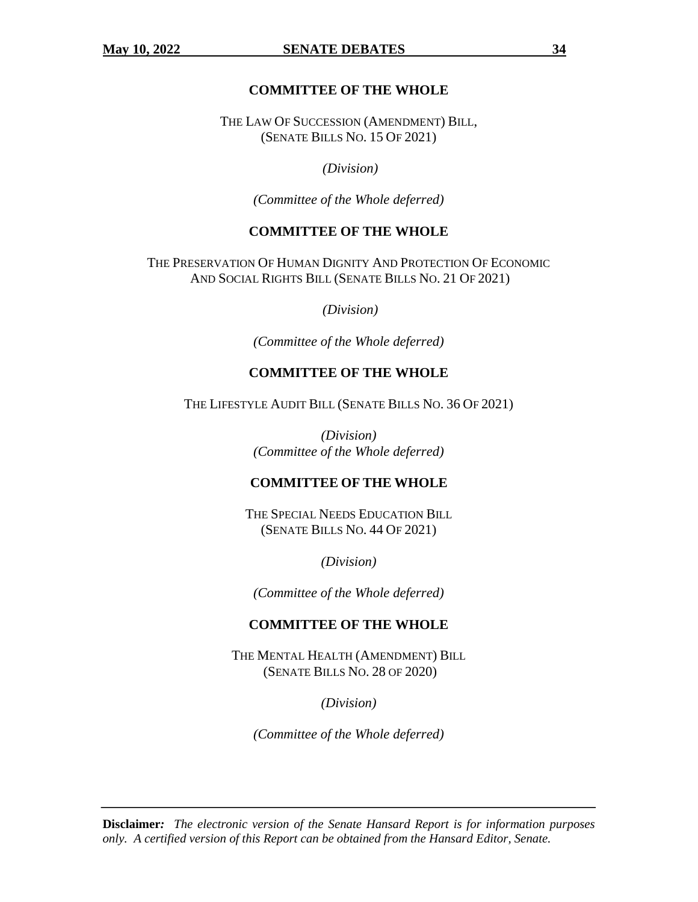## COMMITTEE OF THE WHOLE

THE LAW OF SUCCESSION (AMENDMENT) BILL,
(SENATE BILLS NO. 15 OF 2021)

*(Division)*

*(Committee of the Whole deferred)*

## COMMITTEE OF THE WHOLE

THE PRESERVATION OF HUMAN DIGNITY AND PROTECTION OF ECONOMIC AND SOCIAL RIGHTS BILL (SENATE BILLS NO. 21 OF 2021)

*(Division)*

*(Committee of the Whole deferred)*

## COMMITTEE OF THE WHOLE

THE LIFESTYLE AUDIT BILL (SENATE BILLS NO. 36 OF 2021)

*(Division)*
*(Committee of the Whole deferred)*

## COMMITTEE OF THE WHOLE

THE SPECIAL NEEDS EDUCATION BILL
(SENATE BILLS NO. 44 OF 2021)

*(Division)*

*(Committee of the Whole deferred)*

## COMMITTEE OF THE WHOLE

THE MENTAL HEALTH (AMENDMENT) BILL
(SENATE BILLS NO. 28 OF 2020)

*(Division)*

*(Committee of the Whole deferred)*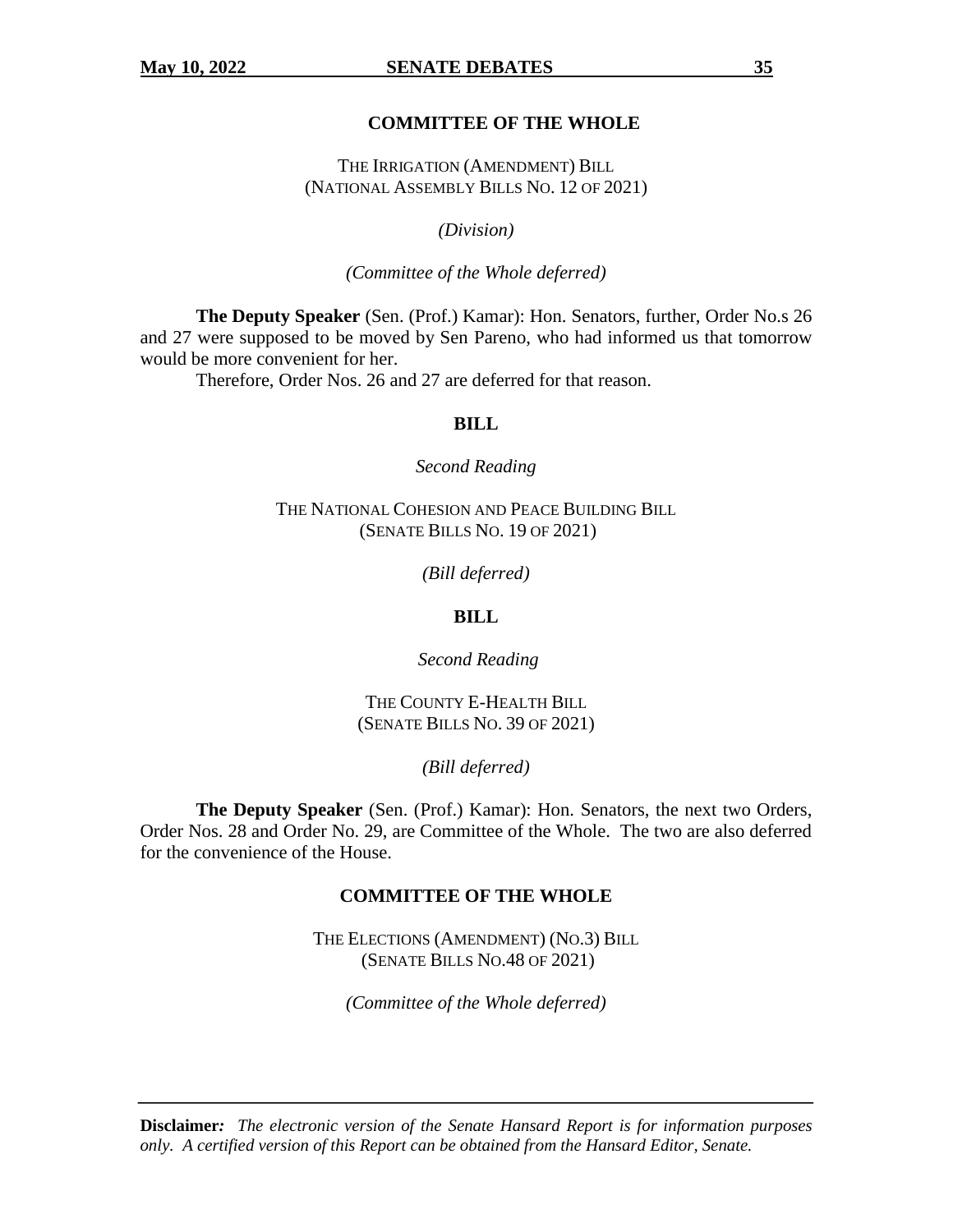## COMMITTEE OF THE WHOLE

THE IRRIGATION (AMENDMENT) BILL
(NATIONAL ASSEMBLY BILLS NO. 12 OF 2021)

*(Division)*

*(Committee of the Whole deferred)*

**The Deputy Speaker** (Sen. (Prof.) Kamar): Hon. Senators, further, Order No.s 26 and 27 were supposed to be moved by Sen Pareno, who had informed us that tomorrow would be more convenient for her.

Therefore, Order Nos. 26 and 27 are deferred for that reason.

## BILL

*Second Reading*

THE NATIONAL COHESION AND PEACE BUILDING BILL
(SENATE BILLS NO. 19 OF 2021)

*(Bill deferred)*

## BILL

*Second Reading*

THE COUNTY E-HEALTH BILL
(SENATE BILLS NO. 39 OF 2021)

*(Bill deferred)*

**The Deputy Speaker** (Sen. (Prof.) Kamar): Hon. Senators, the next two Orders, Order Nos. 28 and Order No. 29, are Committee of the Whole. The two are also deferred for the convenience of the House.

## COMMITTEE OF THE WHOLE

THE ELECTIONS (AMENDMENT) (NO.3) BILL
(SENATE BILLS NO.48 OF 2021)

*(Committee of the Whole deferred)*

**Disclaimer:** *The electronic version of the Senate Hansard Report is for information purposes only. A certified version of this Report can be obtained from the Hansard Editor, Senate.*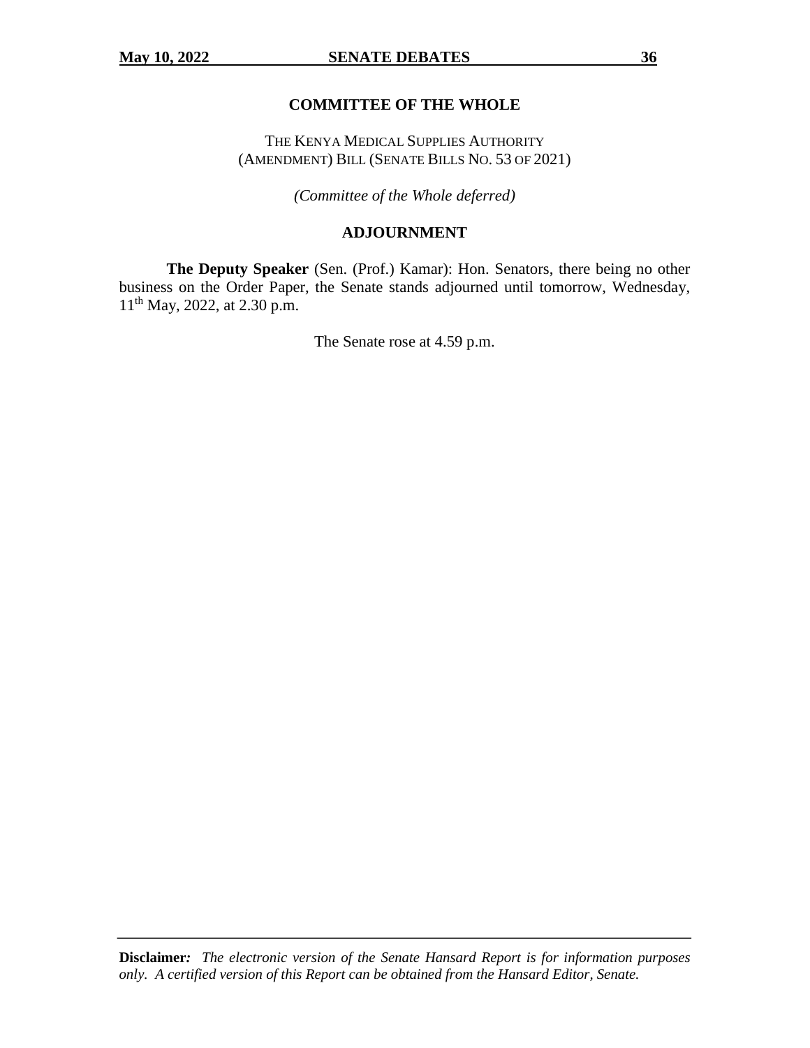## COMMITTEE OF THE WHOLE

THE KENYA MEDICAL SUPPLIES AUTHORITY (AMENDMENT) BILL (SENATE BILLS NO. 53 OF 2021)

*(Committee of the Whole deferred)*

## ADJOURNMENT

**The Deputy Speaker** (Sen. (Prof.) Kamar): Hon. Senators, there being no other business on the Order Paper, the Senate stands adjourned until tomorrow, Wednesday, 11th May, 2022, at 2.30 p.m.

The Senate rose at 4.59 p.m.

**Disclaimer:** *The electronic version of the Senate Hansard Report is for information purposes only. A certified version of this Report can be obtained from the Hansard Editor, Senate.*